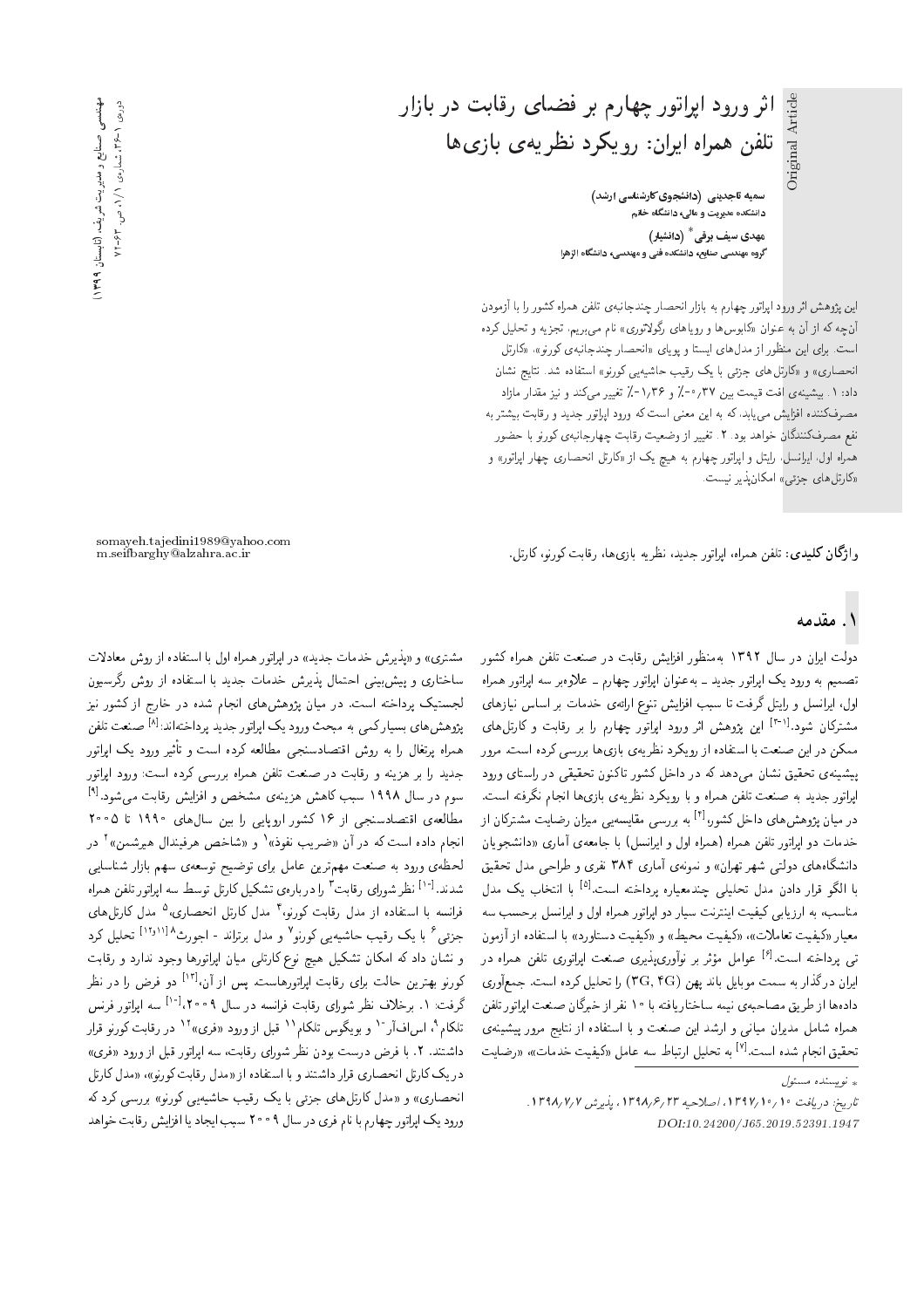# اثر ورود اپراتور چهارم بر فضای رقابت در بازار تلفن همراه ایران: رویکرد نظریه‌ی بازی‌ها

**سمیه تاجدینی (دانشجوی کارشناسی ارشد)**
دانشکده مدیریت و مالی، دانشگاه خاتم

**مهدی سیف برقی* (دانشیار)**
گروه مهندسی صنایع، دانشکده فنی و مهندسی، دانشگاه الزهرا

این پژوهش اثر ورود اپراتور چهارم به بازار انحصار چندجانبه‌ی تلفن همراه کشور را با آزمودن آن‌چه که از آن به عنوان «کابوس‌ها و رویاهای رگولاتوری» نام می‌بریم، تجزیه و تحلیل کرده است. برای این منظور از مدل‌های ایستا و پویای «انحصار چندجانبه‌ی کورنو»، «کارتل انحصاری» و «کارتل‌های جزئی با یک رقیب حاشیه‌یی کورنو» استفاده شد. نتایج نشان داد: ۱. بیشینه‌ی افت قیمت بین ۳۷٫۰-٪ و ۱٫۳۶-٪ تغییر می‌کند و نیز مقدار مازاد مصرف‌کننده افزایش می‌یابد، که به این معنی است که ورود اپراتور جدید و رقابت بیشتر به نفع مصرف‌کنندگان خواهد بود. ۲. تغییر از وضعیت رقابت چهارجانبه‌ی کورنو با حضور همراه اول، ایرانسل، رایتل و اپراتور چهارم به هیچ یک از «کارتل انحصاری چهار اپراتور» و «کارتل‌های جزئی» امکان‌پذیر نیست.

**واژگان کلیدی:** تلفن همراه، اپراتور جدید، نظریه بازی‌ها، رقابت کورنو، کارتل.

somayeh.tajedini1989@yahoo.com
m.seifbarghy@alzahra.ac.ir

## ۱. مقدمه

دولت ایران در سال ۱۳۹۲ به‌منظور افزایش رقابت در صنعت تلفن همراه کشور تصمیم به ورود یک اپراتور جدید ــ به‌عنوان اپراتور چهارم ــ علاوه‌بر سه اپراتور همراه اول، ایرانسل و رایتل گرفت تا سبب افزایش تنوع ارائه‌ی خدمات بر اساس نیازهای مشترکان شود.[۱-۳] این پژوهش اثر ورود اپراتور چهارم را بر رقابت و کارتل‌های ممکن در این صنعت با استفاده از رویکرد نظریه‌ی بازی‌ها بررسی کرده است. مرور پیشینه‌ی تحقیق نشان می‌دهد که در داخل کشور تاکنون تحقیقی در راستای ورود اپراتور جدید به صنعت تلفن همراه و با رویکرد نظریه‌ی بازی‌ها انجام نگرفته است. در میان پژوهش‌های داخل کشور،[۴] به بررسی مقایسه‌یی میزان رضایت مشترکان از خدمات دو اپراتور تلفن همراه (همراه اول و ایرانسل) با جامعه‌ی آماری «دانشجویان دانشگاه‌های دولتی شهر تهران» و نمونه‌ی آماری ۳۸۴ نفری و طراحی مدل تحقیق با الگو قرار دادن مدل تحلیلی چندمعیاره پرداخته است.[۵] با انتخاب یک مدل مناسب، به ارزیابی کیفیت اینترنت سیار دو اپراتور همراه اول و ایرانسل برحسب سه معیار «کیفیت تعاملات»، «کیفیت محیط» و «کیفیت دستاورد» با استفاده از آزمون تی پرداخته است.[۶] عوامل مؤثر بر نوآوری‌پذیری صنعت اپراتوری تلفن همراه در ایران درگذر به سمت موبایل باند پهن (3G, 4G) را تحلیل کرده است. جمع‌آوری داده‌ها از طریق مصاحبه‌ی نیمه ساختاریافته با ۱۰ نفر از خبرگان صنعت اپراتور تلفن همراه شامل مدیران میانی و ارشد این صنعت و با استفاده از نتایج مرور پیشینه‌ی تحقیق انجام شده است.[۷] به تحلیل ارتباط سه عامل «کیفیت خدمات»، «رضایت مشتری» و «پذیرش خدمات جدید» در اپراتور همراه اول با استفاده از روش معادلات ساختاری و پیش‌بینی احتمال پذیرش خدمات جدید با استفاده از روش رگرسیون لجستیک پرداخته است. در میان پژوهش‌های انجام شده در خارج از کشور نیز پژوهش‌های بسیار کمی به مبحث ورود یک اپراتور جدید پرداخته‌اند:[۸] صنعت تلفن همراه پرتغال را به روش اقتصادسنجی مطالعه کرده است و تأثیر ورود یک اپراتور جدید را بر هزینه و رقابت در صنعت تلفن همراه بررسی کرده است: ورود اپراتور سوم در سال ۱۹۹۸ سبب کاهش هزینه‌ی مشخص و افزایش رقابت می‌شود.[۹] مطالعه‌ی اقتصادسنجی از ۱۶ کشور اروپایی از بین سال‌های ۱۹۹۰ تا ۲۰۰۵ انجام داده است که در آن «ضریب نفوذ»[۱] و «شاخص هرفیندال هیرشمن»[۲] در لحظه‌ی ورود به صنعت مهم‌ترین عامل برای توضیح توسعه‌ی سهم بازار شناسایی شدند.[۱۰] نظر شورای رقابت[۳] را درباره‌ی تشکیل کارتل توسط سه اپراتور تلفن همراه فرانسه با استفاده از مدل رقابت کورنو،[۴] مدل کارتل انحصاری،[۵] مدل کارتل‌های جزئی[۶] با یک رقیب حاشیه‌یی کورنو[۷] و مدل برتراند - اجورث[۸][۱۱،۱۲] تحلیل کرد و نشان داد که امکان تشکیل هیچ نوع کارتلی میان اپراتورها وجود ندارد و رقابت کورنو بهترین حالت برای رقابت اپراتورهاست. پس از آن،[۱۳] دو فرض را در نظر گرفت: ۱. برخلاف نظر شورای رقابت فرانسه در سال ۲۰۰۹،[۱۰] سه اپراتور فرنس تلکام[۹]، اس‌اف‌آر[۱۰] و بویگوس تلکام[۱۱] قبل از ورود «فری»[۱۲] در رقابت کورنو قرار داشتند. ۲. با فرض درست بودن نظر شورای رقابت، سه اپراتور قبل از ورود «فری» در یک کارتل انحصاری قرار داشتند و با استفاده از «مدل رقابت کورنو»، «مدل کارتل انحصاری» و «مدل کارتل‌های جزئی با یک رقیب حاشیه‌یی کورنو» بررسی کرد که ورود یک اپراتور چهارم با نام فری در سال ۲۰۰۹ سبب ایجاد یا افزایش رقابت خواهد

* نویسنده مسئول

تاریخ: دریافت ۱۳۹۷/۱۰/۱۰، اصلاحیه ۱۳۹۸/۶/۲۳، پذیرش ۱۳۹۸/۷/۷.

DOI:10.24200/J65.2019.52391.1947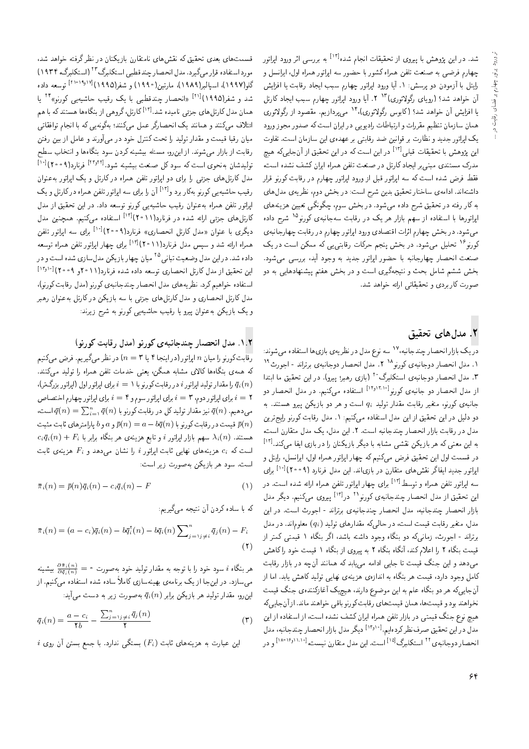شد. در این پژوهش با پیروی از تحقیقات انجام شده[13] به بررسی اثر ورود اپراتور چهارم فرضی به صنعت تلفن همراه کشور با حضور سه اپراتور همراه اول، ایرانسل و رایتل با آزمودن دو پرسش: ۱. آیا ورود اپراتور چهارم سبب ایجاد رقابت یا افزایش آن خواهد شد؟ (رویای رگولاتوری)[13] ۲. آیا ورود اپراتور چهارم سبب ایجاد کارتل یا افزایش آن خواهد شد؟ (کابوس رگولاتوری)،[14] می‌پردازیم. مقصود از رگولاتوری همان سازمان تنظیم مقررات و ارتباطات رادیویی در ایران است که صدور مجوز ورود یک اپراتور جدید و نظارت بر قوانین ضد رقابتی بر عهده‌ی این سازمان است. تفاوت این پژوهش با تحقیقات قبلی[13] در این است که در این تحقیق از آن‌جایی‌که هیچ مدرک مستندی مبنی‌بر ایجاد کارتل در صنعت تلفن همراه ایران کشف نشده است، فقط فرض شده است که سه اپراتور قبل از ورود اپراتور چهارم در رقابت کورنو قرار داشته‌اند. ادامه‌ی ساختار تحقیق بدین شرح است: در بخش دوم، نظریه‌ی مدل‌های به کار رفته در تحقیق شرح داده می‌شود. در بخش سوم، چگونگی تعیین هزینه‌های اپراتورها با استفاده از سهم بازار هر یک در رقابت سه‌جانبه‌ی کورنو[15] شرح داده می‌شود. در بخش چهارم اثرات اقتصادی ورود اپراتور چهارم در رقابت چهارجانبه‌ی کورنو[16] تحلیل می‌شود. در بخش پنجم حرکات رقابتی‌یی که ممکن است در یک صنعت انحصار چهارجانبه با حضور اپراتور جدید به وجود آید، بررسی می‌شود. بخش ششم شامل بحث و نتیجه‌گیری است و در بخش هفتم پیشنهادهایی به دو صورت کاربردی و تحقیقاتی ارائه خواهد شد.

## ۲. مدل‌های تحقیق

در یک بازار انحصار چندجانبه،[17] سه نوع مدل در نظریه‌ی بازی‌ها استفاده می‌شوند: ۱. مدل انحصار دوجانبه‌ی کورنو[18] ۲. مدل انحصار دوجانبه‌ی برتراند - اجورث[19] ۳. مدل انحصار دوجانبه‌ی استکلبرگ[20] (بازی رهبر؛ پیرو). در این تحقیق ما ابتدا از مدل انحصار دو جانبه‌ی کورنو[1-12,13] استفاده می‌کنیم. در مدل انحصار دو جانبه‌ی کورنو، متغیر رقابت مقدار تولید $q_i$ است و هر دو بازیکن پیرو هستند. به دو دلیل در این تحقیق از این مدل استفاده می‌کنیم: ۱. مدل رقابت کورنو رایج‌ترین مدل در رقابت بازار انحصار چندجانبه است. ۲. این مدل، یک مدل متقارن است. به این معنی که هر بازیکن نقشی مشابه با دیگر بازیکنان را در بازی ایفا می‌کند.[13] در قسمت اول این تحقیق فرض می‌کنیم که چهار اپراتور همراه اول، ایرانسل، رایتل و اپراتور جدید ایفاگر نقش‌های متقارن در بازی‌اند. این مدل فرنارد (۲۰۰۹)[10] برای سه اپراتور تلفن همراه و توسط[13] برای چهار اپراتور تلفن همراه ارائه شده است. در این تحقیق از مدل انحصار چندجانبه‌ی کورنو[21] در[13] پیروی می‌کنیم. دیگر مدل بازار انحصار چندجانبه، مدل انحصار چندجانبه‌ی برتراند - اجورث است. در این مدل، متغیر رقابت قیمت است، در حالی‌که مقدارهای تولید ($q_i$) معلوم‌اند. در مدل برتراند - اجورث، زمانی‌که دو بنگاه وجود داشته باشد، اگر بنگاه ۱ قیمتی کمتر از قیمت بنگاه ۲ را اعلام کند، آنگاه بنگاه ۲ به پیروی از بنگاه ۱ قیمت خود را کاهش می‌دهد و این جنگ قیمت تا جایی ادامه می‌یابد که همانند آن‌چه در بازار رقابت کامل وجود دارد، قیمت هر بنگاه به اندازه‌ی هزینه‌ی نهایی تولید کاهش یابد. اما از آن‌جایی‌که هر دو بنگاه علم به این موضوع دارند، هیچ‌یک آغازکننده‌ی جنگ قیمت نخواهند بود و قیمت‌ها، همان قیمت‌های رقابت کورنو باقی خواهند ماند. از آن‌جایی‌که هیچ نوع جنگ قیمتی در بازار تلفن همراه ایران کشف نشده است، از استفاده از این مدل در این تحقیق صرف‌نظر کرده‌ایم.[1-12,13] دیگر مدل بازار انحصار چندجانبه، مدل انحصار دوجانبه‌ی[22] استکلبرگ[15] است. این مدل متقارن نیست[1-11,16-18] و در قسمت‌های بعدی تحقیق که نقش‌های نامتقارن بازیکنان در نظر گرفته خواهد شد، مورد استفاده قرار می‌گیرد. مدل انحصار چندقطبی استکلبرگ[23] (استکلبرگ ۱۹۳۴) گلو(۱۹۹۷)، اسپالبر(۱۹۸۹)، مارتین(۱۹۹۰) و شفر(۱۹۹۵)[17,19-21] توسعه داده شد و شفر(۱۹۹۵)[21] «انحصار چندقطبی با یک رقیب حاشیه‌یی کورنو»[24] یا همان مدل کارتل‌های جزئی نامیده شد.[13] کارتل، گروهی از بنگاه‌ها هستند که با هم ائتلاف می‌کنند و همانند یک انحصارگر عمل می‌کنند؛ به‌گونه‌یی که با انجام توافقاتی میان رقبا قیمت و مقدار تولید را تحت کنترل خود در می‌آورند و عامل از بین رفتن رقابت از بازار می‌شوند. از این‌رو، مسئله بیشینه کردن سود بنگاه‌ها و انتخاب سطح تولیدشان به‌نحوی است که سود کل صنعت بیشینه شود.[22,23] فرنارد(۲۰۰۹)[10] مدل کارتل‌های جزئی را برای دو اپراتور تلفن همراه در کارتل و یک اپراتور به‌عنوان رقیب حاشیه‌یی کورنو به‌کار برد و[13] آن را برای سه اپراتور تلفن همراه در کارتل و یک اپراتور تلفن همراه به‌عنوان رقیب حاشیه‌یی کورنو توسعه داد. در این تحقیق از مدل کارتل‌های جزئی ارائه شده در فرنارد(۲۰۱۱)[13] استفاده می‌کنیم. همچنین مدل دیگری با عنوان «مدل کارتل انحصاری» فرنارد(۲۰۰۹)[10] برای سه اپراتور تلفن همراه ارائه شد و سپس مدل فرنارد(۲۰۱۱)[13] برای چهار اپراتور تلفن همراه توسعه داده شد. در این مدل وضعیت تبانی[25] میان چهار بازیکن مدل‌سازی شده است و در این تحقیق از مدل کارتل انحصاری توسعه داده شده فرنارد(۲۰۰۹ و ۲۰۱۱)[10,13] استفاده خواهیم کرد. نظریه‌های مدل انحصار چندجانبه‌ی کورنو (مدل رقابت کورنو)، مدل کارتل انحصاری و مدل کارتل‌های جزئی با سه بازیکن در کارتل به‌عنوان رهبر و یک بازیکن به‌عنوان پیرو یا رقیب حاشیه‌یی کورنو به شرح زیرند:

### ۱.۲. مدل انحصار چندجانبه‌ی کورنو (مدل رقابت کورنو)

رقابت کورنو را میان $n$ اپراتور (در اینجا ۴ یا ۳ $= n$) در نظر می‌گیریم. فرض می‌کنیم که همه‌ی بنگاه‌ها کالای مشابه همگن، یعنی خدمات تلفن همراه را تولید می‌کنند. $\bar{q}_i(n)$ را مقدار تولید اپراتور $i$ در رقابت کورنو با $i=1$ برای اپراتور اول (اپراتور بزرگ‌تر)، $i=2$ برای اپراتور دوم، $i=3$ برای اپراتور سوم و $i=4$ برای اپراتور چهارم اختصاص می‌دهیم. $\bar{q}(n)$ نیز مقدار تولید کل در رقابت کورنو با $\bar{q}(n)=\sum_{i=1}^{n}\bar{q}(n)$ است، $\bar{p}(n)$ قیمت در رقابت کورنو با $\bar{p}(n)=a-b\bar{q}(n)$ و $a$ و $b$ پارامترهای ثابت مثبت هستند. $\lambda_i(n)$ سهم بازار اپراتور $i$ و تابع هزینه‌ی هر بنگاه برابر با $c_i\bar{q}_i(n)+F_i$ است که $c_i$ هزینه‌های نهایی ثابت اپراتور $i$ را نشان می‌دهد و $F_i$ هزینه‌ی ثابت است. سود هر بازیکن به‌صورت زیر است:

$$\bar{\pi}_i(n)=\bar{p}(n)\bar{q}_i(n)-c_i\bar{q}_i(n)-F \qquad (1)$$

که با ساده کردن آن نتیجه می‌گیریم:

$$\bar{\pi}_i(n)=(a-c_i)\bar{q}_i(n)-b\bar{q}_i^2(n)-b\bar{q}_i(n)\sum_{j=1;j\neq i}^{n}\bar{q}_j(n)-F_i \qquad (2)$$

هر بنگاه $i$ سود خود را با توجه به مقدار تولید خود به‌صورت $\frac{\partial\bar{\pi}_i(n)}{\partial\bar{q}_i(n)}=0$ بیشینه می‌سازد. در این‌جا از یک برنامه‌ی بهینه‌سازی کاملاً ساده شده استفاده می‌کنیم. از این‌رو، مقدار تولید هر بازیکن برابر $\bar{q}_i(n)$ به‌صورت زیر به دست می‌آید:

$$\bar{q}_i(n)=\frac{a-c_i}{2b}-\frac{\sum_{j=1;j\neq i}^{n}\bar{q}_j(n)}{2} \qquad (3)$$

این عبارت به هزینه‌های ثابت ($F_i$) بستگی ندارد. با جمع بستن آن روی $i$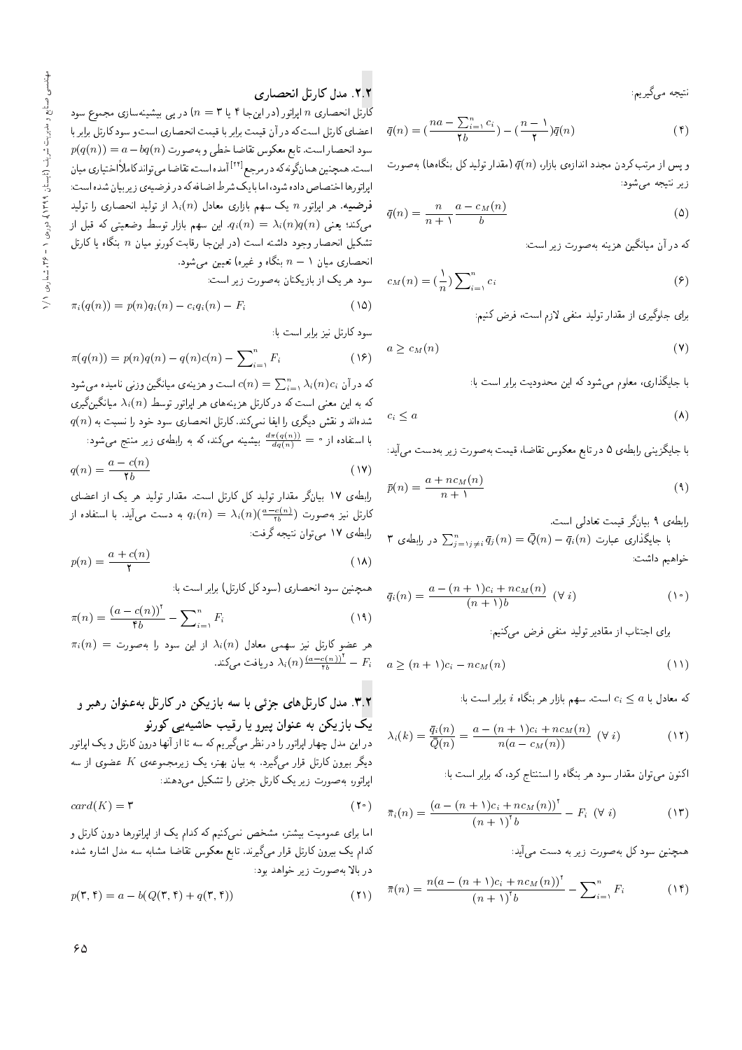نتیجه می‌گیریم:

$$\bar{q}(n) = (\frac{na - \sum_{i=1}^{n} c_i}{2b}) - (\frac{n-1}{2})\bar{q}(n) \tag{4}$$

و پس از مرتب‌کردن مجدد اندازه‌ی بازار، $\bar{q}(n)$ (مقدار تولید کل بنگاه‌ها) به‌صورت زیر نتیجه می‌شود:

$$\bar{q}(n) = \frac{n}{n+1}\frac{a - c_M(n)}{b} \tag{5}$$

که در آن میانگین هزینه به‌صورت زیر است:

$$c_M(n) = (\frac{1}{n})\sum_{i=1}^{n} c_i \tag{6}$$

برای جلوگیری از مقدار تولید منفی لازم است، فرض کنیم:

$$a \geq c_M(n) \tag{7}$$

با جایگذاری، معلوم می‌شود که این محدودیت برابر است با:

$$c_i \leq a \tag{8}$$

با جایگزینی رابطه‌ی ۵ در تابع معکوس تقاضا، قیمت به‌صورت زیر به‌دست می‌آید:

$$\bar{p}(n) = \frac{a + nc_M(n)}{n+1} \tag{9}$$

رابطه‌ی ۹ بیانگر قیمت تعادلی است.

با جایگذاری عبارت $\sum_{j=1 j\neq i}^{n} \bar{q}_j(n) = \bar{Q}(n) - \bar{q}_i(n)$ در رابطه‌ی ۳ خواهیم داشت:

$$\bar{q}_i(n) = \frac{a - (n+1)c_i + nc_M(n)}{(n+1)b} \quad (\forall\, i) \tag{10}$$

برای اجتناب از مقادیر تولید منفی فرض می‌کنیم:

$$a \geq (n+1)c_i - nc_M(n) \tag{11}$$

که معادل با $c_i \leq a$ است. سهم بازار هر بنگاه $i$ برابر است با:

$$\lambda_i(k) = \frac{\bar{q}_i(n)}{\bar{Q}(n)} = \frac{a - (n+1)c_i + nc_M(n)}{n(a - c_M(n))} \quad (\forall\, i) \tag{12}$$

اکنون می‌توان مقدار سود هر بنگاه را استنتاج کرد، که برابر است با:

$$\bar{\pi}_i(n) = \frac{(a - (n+1)c_i + nc_M(n))^2}{(n+1)^2 b} - F_i \quad (\forall\, i) \tag{13}$$

همچنین سود کل به‌صورت زیر به دست می‌آید:

$$\bar{\pi}(n) = \frac{n(a - (n+1)c_i + nc_M(n))^2}{(n+1)^2 b} - \sum_{i=1}^{n} F_i \tag{14}$$

### ۲.۲. مدل کارتل انحصاری

کارتل انحصاری $n$ اپراتور (در این‌جا ۴ یا ۳ $= n$) در پی بیشینه‌سازی مجموع سود اعضای کارتل است که در آن قیمت برابر با قیمت انحصاری است و سود کارتل برابر با سود انحصار است. تابع معکوس تقاضا خطی و به‌صورت $p(q(n)) = a - bq(n)$ است. همچنین همان‌گونه که در مرجع[22] آمده است، تقاضا می‌تواند کاملاً اختیاری میان اپراتورها اختصاص داده شود، اما با یک شرط اضافه که در فرضیه‌ی زیر بیان شده است:

**فرضیه.** هر اپراتور $n$ یک سهم بازاری معادل $\lambda_i(n)$ از تولید انحصاری را تولید می‌کند؛ یعنی $q_i(n) = \lambda_i(n)q(n)$. این سهم بازار توسط وضعیتی که قبل از تشکیل انحصار وجود داشته است (در این‌جا رقابت کورنو میان $n$ بنگاه یا کارتل انحصاری میان $n-1$ بنگاه و غیره) تعیین می‌شود.

سود هر یک از بازیکنان به‌صورت زیر است:

$$\pi_i(q(n)) = p(n)q_i(n) - c_i q_i(n) - F_i \tag{15}$$

سود کارتل نیز برابر است با:

$$\pi(q(n)) = p(n)q(n) - q(n)c(n) - \sum_{i=1}^{n} F_i \tag{16}$$

که در آن $c(n) = \sum_{i=1}^{n} \lambda_i(n)c_i$ است و هزینه‌ی میانگین وزنی نامیده می‌شود که به این معنی است که در کارتل هزینه‌های هر اپراتور توسط $\lambda_i(n)$ میانگین‌گیری شده‌اند و نقش دیگری را ایفا نمی‌کند. کارتل انحصاری سود خود را نسبت به $q(n)$ با استفاده از $\frac{d\pi(q(n))}{dq(n)} = 0$ بیشینه می‌کند، که به رابطه‌ی زیر منتج می‌شود:

$$q(n) = \frac{a - c(n)}{2b} \tag{17}$$

رابطه‌ی ۱۷ بیانگر مقدار تولید کل کارتل است. مقدار تولید هر یک از اعضای کارتل نیز به‌صورت $q_i(n) = \lambda_i(n)(\frac{a-c(n)}{2b})$ به دست می‌آید. با استفاده از رابطه‌ی ۱۷ می‌توان نتیجه گرفت:

$$p(n) = \frac{a + c(n)}{2} \tag{18}$$

همچنین سود انحصاری (سود کل کارتل) برابر است با:

$$\pi(n) = \frac{(a - c(n))^2}{4b} - \sum_{i=1}^{n} F_i \tag{19}$$

هر عضو کارتل نیز سهمی معادل $\lambda_i(n)$ از این سود را به‌صورت $\pi_i(n) = \lambda_i(n)\frac{(a-c(n))^2}{4b} - F_i$ دریافت می‌کند.

### ۳.۲. مدل کارتل‌های جزئی با سه بازیکن در کارتل به‌عنوان رهبر و یک بازیکن به عنوان پیرو یا رقیب حاشیه‌یی کورنو

در این مدل چهار اپراتور را در نظر می‌گیریم که سه تا از آنها درون کارتل و یک اپراتور دیگر بیرون کارتل قرار می‌گیرد. به بیان بهتر، یک زیرمجموعه‌ی $K$ عضوی از سه اپراتور، به‌صورت زیر یک کارتل جزئی را تشکیل می‌دهند:

$$card(K) = 3 \tag{20}$$

اما برای عمومیت بیشتر، مشخص نمی‌کنیم که کدام یک از اپراتورها درون کارتل و کدام یک بیرون کارتل قرار می‌گیرند. تابع معکوس تقاضا مشابه سه مدل اشاره شده در بالا به‌صورت زیر خواهد بود:

$$p(3,4) = a - b(Q(3,4) + q(3,4)) \tag{21}$$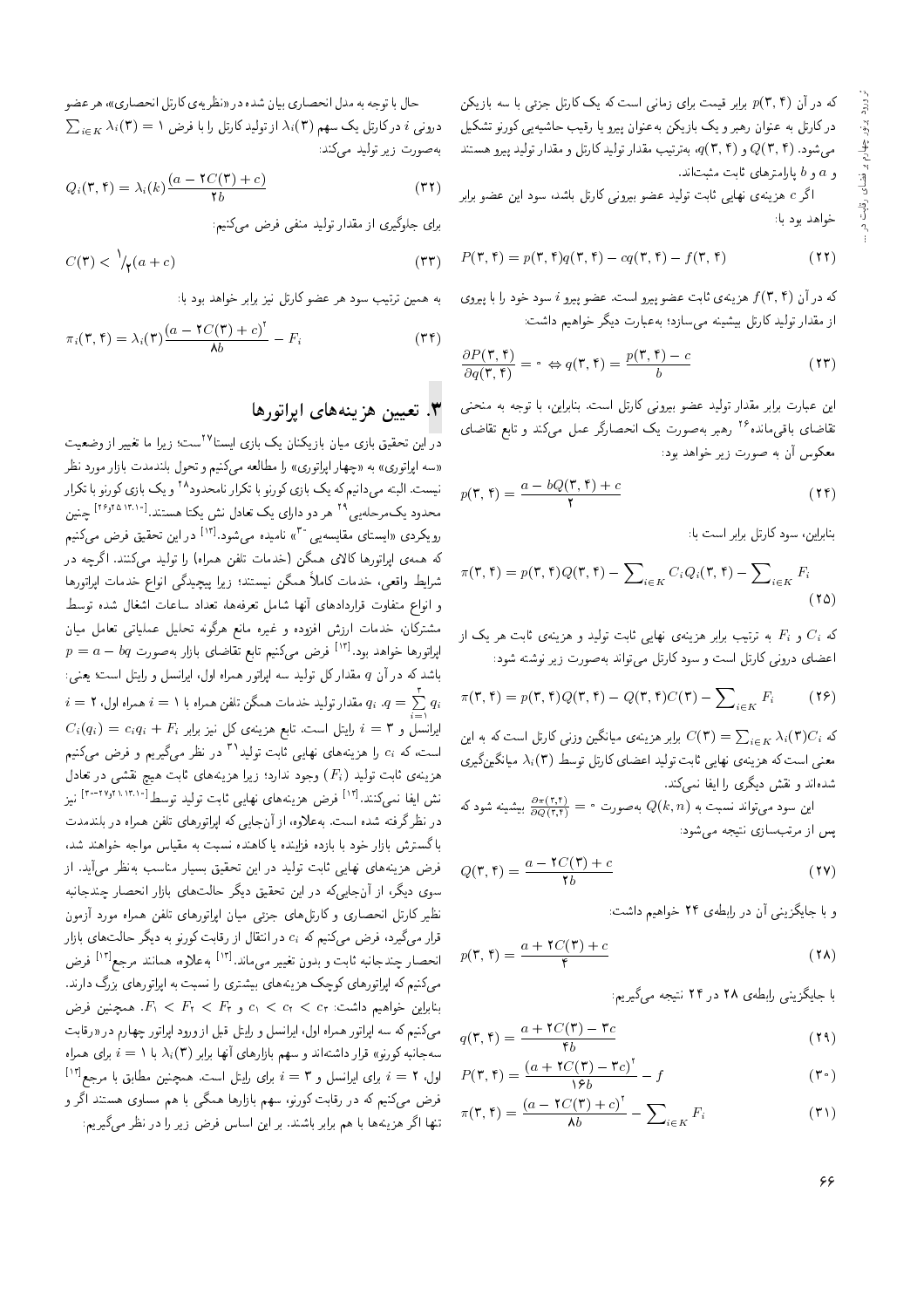که در آن $p(3,4)$ برابر قیمت برای زمانی است که یک کارتل جزئی با سه بازیکن در کارتل به عنوان رهبر و یک بازیکن به‌عنوان پیرو یا رقیب حاشیه‌یی کورنو تشکیل می‌شود. $Q(3,4)$ و $q(3,4)$، به‌ترتیب مقدار تولید کارتل و مقدار تولید پیرو هستند و $a$ و $b$ پارامترهای ثابت مثبت‌اند.

اگر $c$ هزینه‌ی نهایی ثابت تولید عضو بیرونی کارتل باشد، سود این عضو برابر خواهد بود با:

$$P(3,4) = p(3,4)q(3,4) - cq(3,4) - f(3,4) \tag{22}$$

که در آن $f(3,4)$ هزینه‌ی ثابت عضو پیرو است. عضو پیرو $i$ سود خود را با پیروی از مقدار تولید کارتل بیشینه می‌سازد؛ به‌عبارت دیگر خواهیم داشت:

$$\frac{\partial P(3,4)}{\partial q(3,4)} = 0 \Leftrightarrow q(3,4) = \frac{p(3,4) - c}{b} \tag{23}$$

این عبارت برابر مقدار تولید عضو بیرونی کارتل است. بنابراین، با توجه به منحنی تقاضای باقی‌مانده[26] رهبر به‌صورت یک انحصارگر عمل می‌کند و تابع تقاضای معکوس آن به صورت زیر خواهد بود:

$$p(3,4) = \frac{a - bQ(3,4) + c}{2} \tag{24}$$

بنابراین، سود کارتل برابر است با:

$$\pi(3,4) = p(3,4)Q(3,4) - \sum_{i\in K} C_i Q_i(3,4) - \sum_{i\in K} F_i \tag{25}$$

که $C_i$ و $F_i$ به ترتیب برابر هزینه‌ی نهایی ثابت تولید و هزینه‌ی ثابت هر یک از اعضای درونی کارتل است و سود کارتل می‌تواند به‌صورت زیر نوشته شود:

$$\pi(3,4) = p(3,4)Q(3,4) - Q(3,4)C(3) - \sum_{i\in K} F_i \tag{26}$$

که $C(3) = \sum_{i\in K} \lambda_i(3) C_i$ برابر هزینه‌ی میانگین وزنی کارتل است که به این معنی است که هزینه‌ی نهایی ثابت تولید اعضای کارتل توسط $\lambda_i(3)$ میانگین‌گیری شده‌اند و نقش دیگری را ایفا نمی‌کند.

این سود می‌تواند نسبت به $Q(k,n)$ به‌صورت $\frac{\partial \pi(3,4)}{\partial Q(3,4)} = 0$ بیشینه شود که پس از مرتب‌سازی نتیجه می‌شود:

$$Q(3,4) = \frac{a - 2C(3) + c}{2b} \tag{27}$$

و با جایگزینی آن در رابطه‌ی ۲۴ خواهیم داشت:

$$p(3,4) = \frac{a + 2C(3) + c}{4} \tag{28}$$

با جایگزینی رابطه‌ی ۲۸ در ۲۴ نتیجه می‌گیریم:

$$q(3,4) = \frac{a + 2C(3) - 3c}{4b} \tag{29}$$

$$P(3,4) = \frac{(a + 2C(3) - 3c)^2}{16b} - f \tag{30}$$

$$\pi(3,4) = \frac{(a - 2C(3) + c)^2}{8b} - \sum_{i\in K} F_i \tag{31}$$

حال با توجه به مدل انحصاری بیان شده در «نظریه‌ی کارتل انحصاری»، هر عضو درونی $i$ در کارتل یک سهم $\lambda_i(3)$ از تولید کارتل را با فرض $\sum_{i\in K} \lambda_i(3) = 1$ به‌صورت زیر تولید می‌کند:

$$Q_i(3,4) = \lambda_i(k)\frac{(a - 2C(3) + c)}{2b} \tag{32}$$

برای جلوگیری از مقدار تولید منفی فرض می‌کنیم:

$$C(3) < {}^1\!/_2(a + c) \tag{33}$$

به همین ترتیب سود هر عضو کارتل نیز برابر خواهد بود با:

$$\pi_i(3,4) = \lambda_i(3)\frac{(a - 2C(3) + c)^2}{8b} - F_i \tag{34}$$

## ۳. تعیین هزینه‌های اپراتورها

در این تحقیق بازی میان بازیکنان یک بازی ایستا[27] ست؛ زیرا ما تغییر از وضعیت «سه اپراتوری» به «چهار اپراتوری» را مطالعه می‌کنیم و تحول بلندمدت بازار مورد نظر نیست. البته می‌دانیم که یک بازی کورنو با تکرار نامحدود[28] و یک بازی کورنو با تکرار محدود یک‌مرحله‌یی[29] هر دو دارای یک تعادل نش یکتا هستند.[10-13،25،26] چنین رویکردی «ایستای مقایسه‌یی[30]» نامیده می‌شود.[13] در این تحقیق فرض می‌کنیم که همه‌ی اپراتورها کالای همگن (خدمات تلفن همراه) را تولید می‌کنند. اگرچه در شرایط واقعی، خدمات کاملاً همگن نیستند؛ زیرا پیچیدگی انواع خدمات اپراتورها و انواع متفاوت قراردادهای آنها شامل تعرفه‌ها، تعداد ساعات اشغال شده توسط مشترکان، خدمات ارزش افزوده و غیره مانع هرگونه تحلیل عملیاتی تعامل میان اپراتورها خواهد بود.[13] فرض می‌کنیم تابع تقاضای بازار به‌صورت $p = a - bq$ باشد که در آن $q$ مقدار کل تولید سه اپراتور همراه اول، ایرانسل و رایتل است؛ یعنی: $q = \sum_{i=1}^{3} q_i$. $q_i$ مقدار تولید خدمات همگن تلفن همراه با $i = 1$ همراه اول، $i = 2$ ایرانسل و $i = 3$ رایتل است. تابع هزینه‌ی کل نیز برابر $C_i(q_i) = c_i q_i + F_i$ است، که $c_i$ را هزینه‌های نهایی ثابت تولید[31] در نظر می‌گیریم و فرض می‌کنیم هزینه‌ی ثابت تولید ($F_i$) وجود ندارد؛ زیرا هزینه‌های ثابت هیچ نقشی در تعادل نش ایفا نمی‌کنند.[13] فرض هزینه‌های نهایی ثابت تولید توسط[10-13،21،27-30] نیز در نظر گرفته شده است. به‌علاوه، از آن‌جایی که اپراتورهای تلفن همراه در بلندمدت با گسترش بازار خود با بازده فزاینده یا کاهنده نسبت به مقیاس مواجه خواهند شد، فرض هزینه‌های نهایی ثابت تولید در این تحقیق بسیار مناسب به‌نظر می‌آید. از سوی دیگر، از آن‌جایی‌که در این تحقیق دیگر حالت‌های بازار انحصار چندجانبه نظیر کارتل انحصاری و کارتل‌های جزئی میان اپراتورهای تلفن همراه مورد آزمون قرار می‌گیرد، فرض می‌کنیم که $c_i$ در انتقال از رقابت کورنو به دیگر حالت‌های بازار انحصار چندجانبه ثابت و بدون تغییر می‌ماند.[13] به‌علاوه، همانند مرجع[13] فرض می‌کنیم که اپراتورهای کوچک هزینه‌های بیشتری را نسبت به اپراتورهای بزرگ دارند. بنابراین خواهیم داشت: $c_1 < c_2 < c_3$ و $F_1 < F_2 < F_3$. همچنین فرض می‌کنیم که سه اپراتور همراه اول، ایرانسل و رایتل قبل از ورود اپراتور چهارم در «رقابت سه‌جانبه کورنو» قرار داشته‌اند و سهم بازارهای آنها برابر $\lambda_i(3)$ با $i = 1$ برای همراه اول، $i = 2$ برای ایرانسل و $i = 3$ برای رایتل است. همچنین مطابق با مرجع[13] فرض می‌کنیم که در رقابت کورنو، سهم بازارها همگی با هم مساوی هستند اگر و تنها اگر هزینه‌ها با هم برابر باشند. بر این اساس فرض زیر را در نظر می‌گیریم: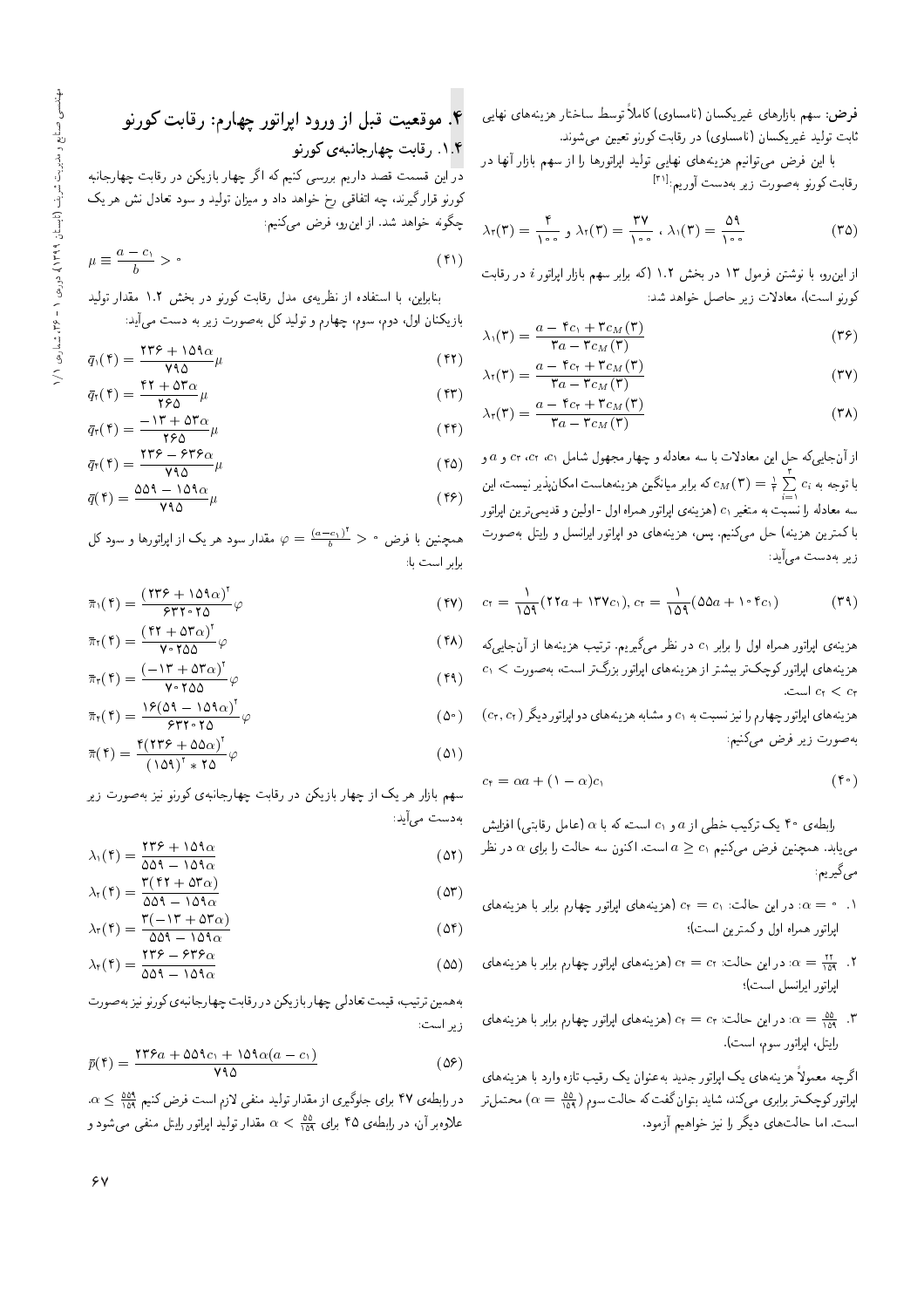**فرض:** سهم بازارهای غیریکسان (نامساوی) کاملاً توسط ساختار هزینه‌های نهایی ثابت تولید غیریکسان (نامساوی) در رقابت کورنو تعیین می‌شوند.

با این فرض می‌توانیم هزینه‌های نهایی تولید اپراتورها را از سهم بازار آنها در رقابت کورنو به‌صورت زیر به‌دست آوریم:[21]

$$\lambda_1(3) = \frac{59}{100}\text{ ، }\lambda_2(3) = \frac{37}{100}\text{ و }\lambda_3(3) = \frac{4}{100} \qquad (35)$$

از این‌رو، با نوشتن فرمول ۱۳ در بخش ۱.۲ (که برابر سهم بازار اپراتور $i$ در رقابت کورنو است)، معادلات زیر حاصل خواهد شد:

$$\lambda_1(3) = \frac{a - 4c_1 + 3c_M(3)}{3a - 3c_M(3)} \qquad (36)$$

$$\lambda_2(3) = \frac{a - 4c_2 + 3c_M(3)}{3a - 3c_M(3)} \qquad (37)$$

$$\lambda_3(3) = \frac{a - 4c_3 + 3c_M(3)}{3a - 3c_M(3)} \qquad (38)$$

از آنجایی‌که حل این معادلات با سه معادله و چهار مجهول شامل $c_1$، $c_2$، $c_3$ و $a$ و با توجه به $c_M(3) = \frac{1}{3}\sum_{i=1}^{3} c_i$ که برابر میانگین هزینه‌هاست امکان‌پذیر نیست، این سه معادله را نسبت به متغیر $c_1$ (هزینه‌ی اپراتور همراه اول - اولین و قدیمی‌ترین اپراتور با کمترین هزینه) حل می‌کنیم. پس، هزینه‌های دو اپراتور ایرانسل و رایتل به‌صورت زیر به‌دست می‌آید:

$$c_2 = \frac{1}{159}(22a + 137c_1),\ c_3 = \frac{1}{159}(55a + 104c_1) \qquad (39)$$

هزینه‌ی اپراتور همراه اول را برابر $c_1$ در نظر می‌گیریم. ترتیب هزینه‌ها از آنجایی‌که هزینه‌های اپراتور کوچک‌تر بیشتر از هزینه‌های اپراتور بزرگ‌تر است، به‌صورت $c_1 < c_2 < c_3$ است.

هزینه‌های اپراتور چهارم را نیز نسبت به $c_1$ و مشابه هزینه‌های دو اپراتور دیگر $(c_2, c_3)$ به‌صورت زیر فرض می‌کنیم:

$$c_4 = \alpha a + (1 - \alpha)c_1 \qquad (40)$$

رابطه‌ی ۴۰ یک ترکیب خطی از $a$ و $c_1$ است که با $\alpha$ (عامل رقابتی) افزایش می‌یابد. همچنین فرض می‌کنیم $a \geq c_1$ است. اکنون سه حالت را برای $\alpha$ در نظر می‌گیریم:

1. $\alpha = 0$: در این حالت: $c_4 = c_1$ (هزینه‌های اپراتور چهارم برابر با هزینه‌های اپراتور همراه اول و کمترین است)؛
2. $\alpha = \frac{22}{159}$: در این حالت: $c_4 = c_2$ (هزینه‌های اپراتور چهارم برابر با هزینه‌های اپراتور ایرانسل است)؛
3. $\alpha = \frac{55}{159}$: در این حالت: $c_4 = c_3$ (هزینه‌های اپراتور چهارم برابر با هزینه‌های رایتل، اپراتور سوم، است).

اگرچه معمولاً هزینه‌های یک اپراتور جدید به‌عنوان یک رقیب تازه وارد با هزینه‌های اپراتور کوچک‌تر برابری می‌کند، شاید بتوان گفت که حالت سوم ($\alpha = \frac{55}{159}$) محتمل‌تر است. اما حالت‌های دیگر را نیز خواهیم آزمود.

## ۴. موقعیت قبل از ورود اپراتور چهارم: رقابت کورنو

### ۱.۴. رقابت چهارجانبه‌ی کورنو

در این قسمت قصد داریم بررسی کنیم که اگر چهار بازیکن در رقابت چهارجانبه کورنو قرار گیرند، چه اتفاقی رخ خواهد داد و میزان تولید و سود تعادل نش هر یک چگونه خواهد شد. از این‌رو، فرض می‌کنیم:

$$\mu \equiv \frac{a - c_1}{b} > 0 \qquad (41)$$

بنابراین، با استفاده از نظریه‌ی مدل رقابت کورنو در بخش ۱.۲ مقدار تولید بازیکنان اول، دوم، سوم، چهارم و تولید کل به‌صورت زیر به دست می‌آید:

$$\bar{q}_1(4) = \frac{236 + 159\alpha}{795}\mu \qquad (42)$$

$$\bar{q}_2(4) = \frac{42 + 53\alpha}{265}\mu \qquad (43)$$

$$\bar{q}_3(4) = \frac{-13 + 53\alpha}{265}\mu \qquad (44)$$

$$\bar{q}_4(4) = \frac{236 - 636\alpha}{795}\mu \qquad (45)$$

$$\bar{q}(4) = \frac{559 - 159\alpha}{795}\mu \qquad (46)$$

همچنین با فرض $\varphi = \frac{(a - c_1)^2}{b} > 0$ مقدار سود هر یک از اپراتورها و سود کل برابر است با:

$$\bar{\pi}_1(4) = \frac{(236 + 159\alpha)^2}{632025}\varphi \qquad (47)$$

$$\bar{\pi}_2(4) = \frac{(42 + 53\alpha)^2}{70255}\varphi \qquad (48)$$

$$\bar{\pi}_3(4) = \frac{(-13 + 53\alpha)^2}{70255}\varphi \qquad (49)$$

$$\bar{\pi}_4(4) = \frac{16(59 - 159\alpha)^2}{632025}\varphi \qquad (50)$$

$$\bar{\pi}(4) = \frac{4(236 + 55\alpha)^2}{(159)^2 * 25}\varphi \qquad (51)$$

سهم بازار هر یک از چهار بازیکن در رقابت چهارجانبه‌ی کورنو نیز به‌صورت زیر به‌دست می‌آید:

$$\lambda_1(4) = \frac{236 + 159\alpha}{559 - 159\alpha} \qquad (52)$$

$$\lambda_2(4) = \frac{3(42 + 53\alpha)}{559 - 159\alpha} \qquad (53)$$

$$\lambda_3(4) = \frac{3(-13 + 53\alpha)}{559 - 159\alpha} \qquad (54)$$

$$\lambda_4(4) = \frac{236 - 636\alpha}{559 - 159\alpha} \qquad (55)$$

به‌همین ترتیب، قیمت تعادلی چهار بازیکن در رقابت چهارجانبه‌ی کورنو نیز به‌صورت زیر است:

$$\bar{p}(4) = \frac{236a + 559c_1 + 159\alpha(a - c_1)}{795} \qquad (56)$$

در رابطه‌ی ۴۷ برای جلوگیری از مقدار تولید منفی لازم است فرض کنیم $\alpha \leq \frac{559}{159}$. علاوه‌بر آن، در رابطه‌ی ۴۵ برای $\alpha < \frac{55}{159}$ مقدار تولید اپراتور رایتل منفی می‌شود و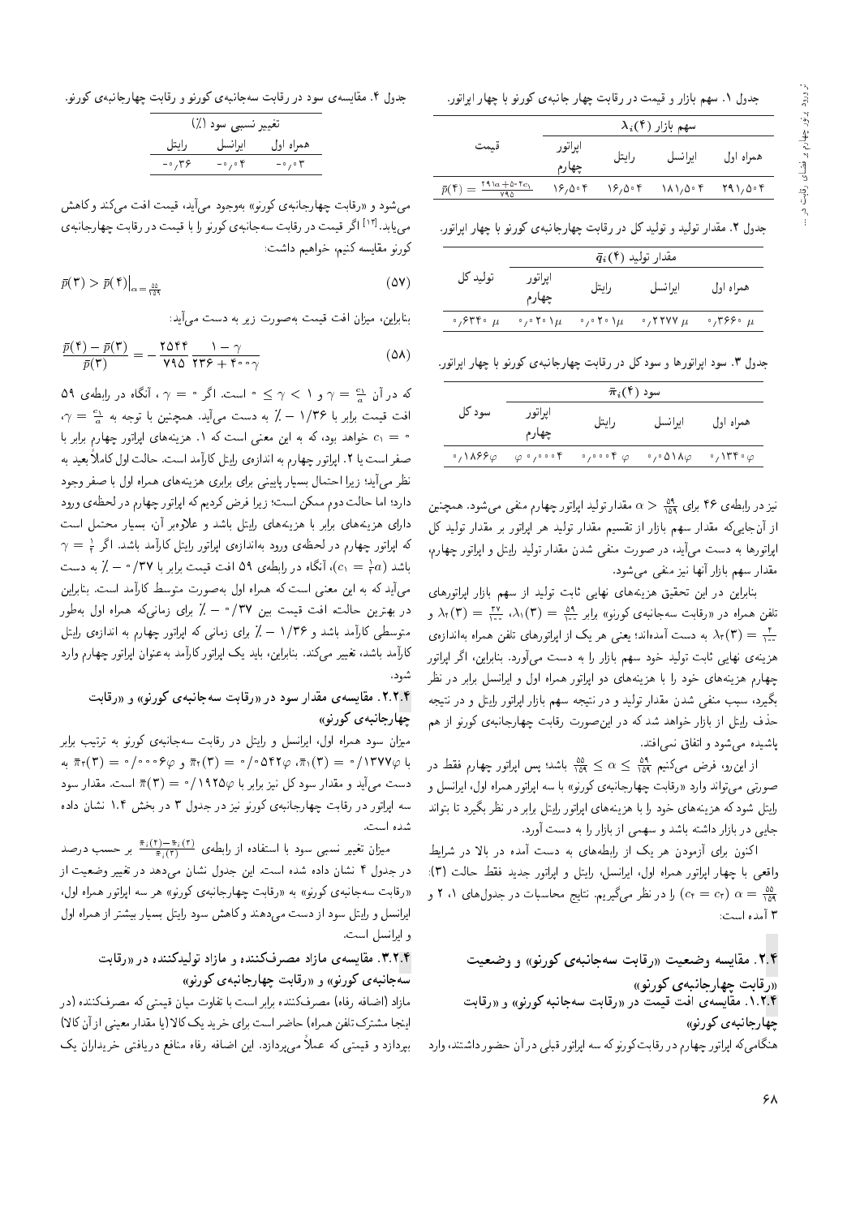جدول ۱. سهم بازار و قیمت در رقابت چهار جانبه‌ی کورنو با چهار اپراتور.

| همراه اول | ایرانسل | رایتل | اپراتور چهارم | قیمت |
|---|---|---|---|---|
| $\lambda_i(4)$ سهم بازار | | | | |
| ۲۹۱/۵۰۴ | ۱۸۱/۵۰۴ | ۱۶/۵۰۴ | ۱۶/۵۰۴ | $\bar{p}(4) = \frac{291a + 504c_1}{795}$ |

جدول ۲. مقدار تولید و تولید کل در رقابت چهارجانبه‌ی کورنو با چهار اپراتور.

| همراه اول | ایرانسل | رایتل | اپراتور چهارم | تولید کل |
|---|---|---|---|---|
| $\bar{q}_i(4)$ مقدار تولید | | | | |
| $0/3660\ \mu$ | $0/2277\ \mu$ | $0/0201\mu$ | $0/0201\mu$ | $0/6340\ \mu$ |

جدول ۳. سود اپراتورها و سود کل در رقابت چهارجانبه‌ی کورنو با چهار اپراتور.

| همراه اول | ایرانسل | رایتل | اپراتور چهارم | سود کل |
|---|---|---|---|---|
| $\bar{\pi}_i(4)$ سود | | | | |
| $0/1340\varphi$ | $0/0518\varphi$ | $0/0004\ \varphi$ | $\varphi\ 0/0004$ | $0/1866\varphi$ |

نیز در رابطه‌ی ۴۶ برای $\alpha < \frac{59}{159}$ مقدار تولید اپراتور چهارم منفی می‌شود. همچنین از آن‌جایی‌که مقدار سهم بازار از تقسیم مقدار تولید هر اپراتور بر مقدار تولید کل اپراتورها به دست می‌آید، در صورت منفی شدن مقدار تولید رایتل و اپراتور چهارم، مقدار سهم بازار آنها نیز منفی می‌شود.

بنابراین در این تحقیق هزینه‌های نهایی ثابت تولید از سهم بازار اپراتورهای تلفن همراه در «رقابت سه‌جانبه‌ی کورنو» برابر $\lambda_1(3) = \frac{59}{100}$، $\lambda_2(3) = \frac{37}{100}$ و $\lambda_3(3) = \frac{4}{100}$ به دست آمده‌اند؛ یعنی هر یک از اپراتورهای تلفن همراه به‌اندازه‌ی هزینه‌ی نهایی ثابت تولید خود سهم بازار را به دست می‌آورد. بنابراین، اگر اپراتور چهارم هزینه‌های خود را با هزینه‌های دو اپراتور همراه اول و ایرانسل برابر در نظر بگیرد، سبب منفی شدن مقدار تولید و در نتیجه سهم بازار اپراتور رایتل و در نتیجه حذف رایتل از بازار خواهد شد که در این‌صورت رقابت چهارجانبه‌ی کورنو از هم پاشیده می‌شود و اتفاق نمی‌افتد.

از این‌رو، فرض می‌کنیم $\frac{59}{159} \le \alpha \le \frac{55}{159}$ باشد؛ پس اپراتور چهارم فقط در صورتی می‌تواند وارد «رقابت چهارجانبه‌ی کورنو» با سه اپراتور همراه اول، ایرانسل و رایتل شود که هزینه‌های خود را با هزینه‌های اپراتور رایتل برابر در نظر بگیرد تا بتواند جایی در بازار داشته باشد و سهمی از بازار را به دست آورد.

اکنون برای آزمودن هر یک از رابطه‌های به دست آمده در بالا در شرایط واقعی با چهار اپراتور همراه اول، ایرانسل، رایتل و اپراتور جدید فقط حالت (۳): $\alpha = \frac{55}{159}$ $(c_4 = c_3)$ را در نظر می‌گیریم. نتایج محاسبات در جدول‌های ۱، ۲ و ۳ آمده است:

## ۲.۴. مقایسه وضعیت «رقابت سه‌جانبه‌ی کورنو» و وضعیت «رقابت چهارجانبه‌ی کورنو»

### ۱.۲.۴. مقایسه‌ی افت قیمت در «رقابت سه‌جانبه کورنو» و «رقابت چهارجانبه‌ی کورنو»

هنگامی‌که اپراتور چهارم در رقابت کورنو که سه اپراتور قبلی در آن حضور داشتند، وارد می‌شود و «رقابت چهارجانبه‌ی کورنو» به‌وجود می‌آید، قیمت افت می‌کند و کاهش می‌یابد.[13] اگر قیمت در رقابت سه‌جانبه‌ی کورنو را با قیمت در رقابت چهارجانبه‌ی کورنو مقایسه کنیم، خواهیم داشت:

$$\bar{p}(3) > \bar{p}(4)\big|_{\alpha = \frac{55}{159}} \tag{57}$$

بنابراین، میزان افت قیمت به‌صورت زیر به دست می‌آید:

$$\frac{\bar{p}(4) - \bar{p}(3)}{\bar{p}(3)} = -\frac{2544}{795}\frac{1-\gamma}{236 + 4000\gamma} \tag{58}$$

که در آن $\frac{c_1}{a} = \gamma$ و $1 > \gamma \ge 0$ است. اگر $\gamma = 0$، آنگاه در رابطه‌ی ۵۹ افت قیمت برابر با $\%\ 1/36-$ به دست می‌آید. همچنین با توجه به $\gamma = \frac{c_1}{a}$، $c_1 = 0$ خواهد بود، که به این معنی است که ۱. هزینه‌های اپراتور چهارم برابر با صفر است یا ۲. اپراتور چهارم به اندازه‌ی رایتل کارآمد است. حالت اول کاملاً بعید به نظر می‌آید؛ زیرا احتمال بسیار پایینی برای برابری هزینه‌های همراه اول با صفر وجود دارد؛ اما حالت دوم ممکن است؛ زیرا فرض کردیم که اپراتور چهارم در لحظه‌ی ورود دارای هزینه‌های برابر با هزینه‌های رایتل باشد و علاوه‌بر آن، بسیار محتمل است که اپراتور چهارم در لحظه‌ی ورود به‌اندازه‌ی اپراتور رایتل کارآمد باشد. اگر $\gamma = \frac{1}{2}$ باشد $(c_1 = \frac{1}{2}a)$، آنگاه در رابطه‌ی ۵۹ افت قیمت برابر با $\%\ 0/37-$ به دست می‌آید که به این معنی است که همراه اول به‌صورت متوسط کارآمد است. بنابراین در بهترین حالت افت قیمت بین $\%\ 0/37-$ برای زمانی‌که همراه اول به‌طور متوسطی کارآمد باشد و $\%\ 1/36-$ برای زمانی که اپراتور چهارم به اندازه‌ی رایتل کارآمد باشد، تغییر می‌کند. بنابراین، باید یک اپراتور کارآمد به‌عنوان اپراتور چهارم وارد شود.

### ۲.۲.۴. مقایسه‌ی مقدار سود در «رقابت سه‌جانبه‌ی کورنو» و «رقابت چهارجانبه‌ی کورنو»

میزان سود همراه اول، ایرانسل و رایتل در رقابت سه‌جانبه‌ی کورنو به ترتیب برابر با $\bar{\pi}_1(3) = 0/1377\varphi$، $\bar{\pi}_2(3) = 0/0542\varphi$ و $\bar{\pi}_3(3) = 0/0006\varphi$ به دست می‌آید و مقدار سود کل نیز برابر با $\bar{\pi}(3) = 0/1925\varphi$ است. مقدار سود سه اپراتور در رقابت چهارجانبه‌ی کورنو نیز در جدول ۳ در بخش ۱.۴ نشان داده شده است.

میزان تغییر نسبی سود با استفاده از رابطه‌ی $\frac{\bar{\pi}_i(4) - \bar{\pi}_i(3)}{\bar{\pi}_i(3)}$ بر حسب درصد در جدول ۴ نشان داده شده است. این جدول نشان می‌دهد در تغییر وضعیت از «رقابت سه‌جانبه‌ی کورنو» به «رقابت چهارجانبه‌ی کورنو» هر سه اپراتور همراه اول، ایرانسل و رایتل سود از دست می‌دهند و کاهش سود رایتل بسیار بیشتر از همراه اول و ایرانسل است.

جدول ۴. مقایسه‌ی سود در رقابت سه‌جانبه‌ی کورنو و رقابت چهارجانبه‌ی کورنو.

| همراه اول | ایرانسل | رایتل |
|---|---|---|
| تغییر نسبی سود (٪) | | |
| $-0/03$ | $-0/04$ | $-0/36$ |

### ۳.۲.۴. مقایسه‌ی مازاد مصرف‌کننده و مازاد تولیدکننده در «رقابت سه‌جانبه‌ی کورنو» و «رقابت چهارجانبه‌ی کورنو»

مازاد (اضافه رفاه) مصرف‌کننده برابر است با تفاوت میان قیمتی که مصرف‌کننده (در اینجا مشترک تلفن همراه) حاضر است برای خرید یک کالا (یا مقدار معینی از آن کالا) بپردازد و قیمتی که عملاً می‌پردازد. این اضافه رفاه منافع دریافتی خریداران یک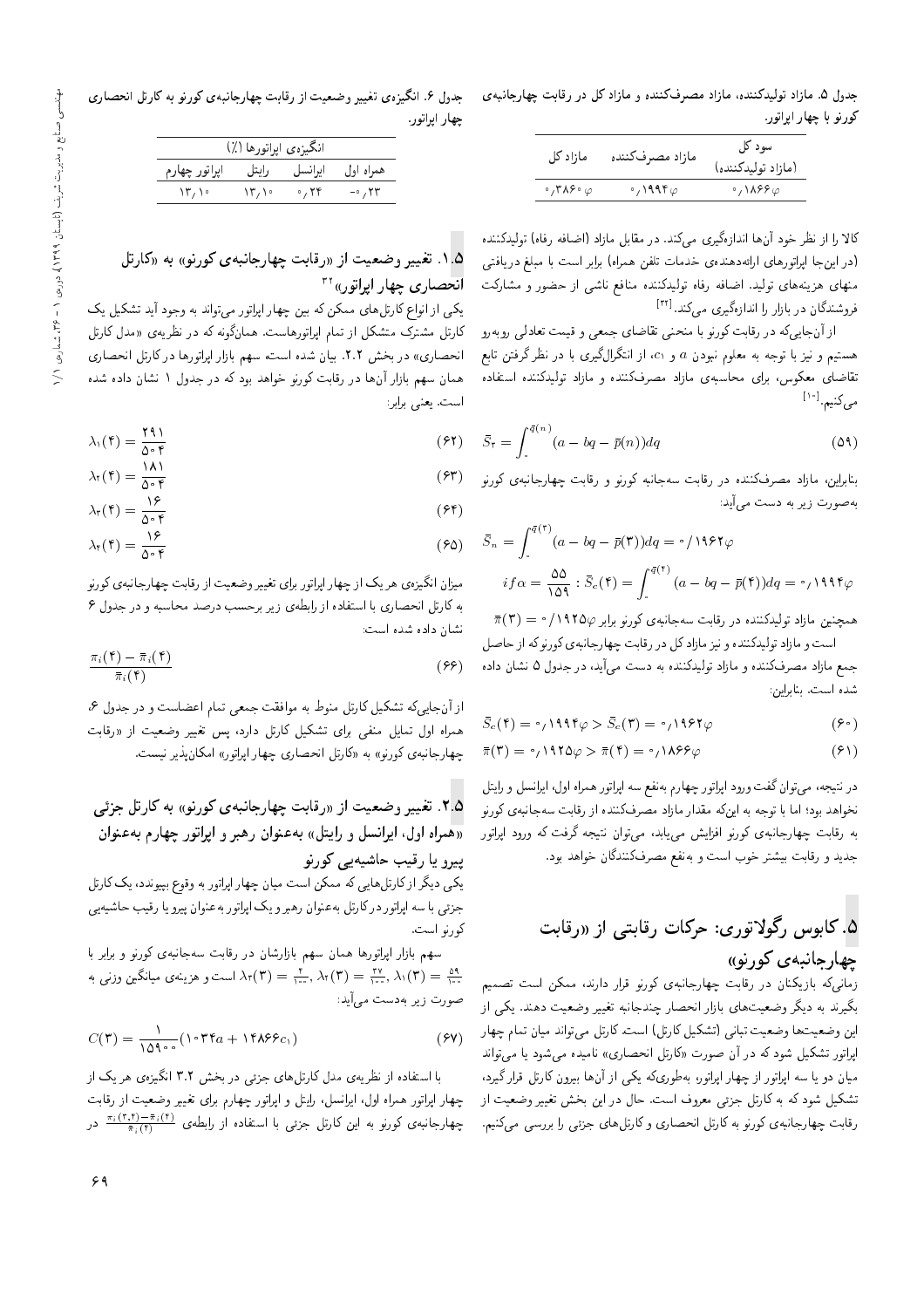جدول ۵. مازاد تولیدکننده، مازاد مصرف‌کننده و مازاد کل در رقابت چهارجانبه‌ی کورنو با چهار اپراتور.

| سود کل (مازاد تولیدکننده) | مازاد مصرف‌کننده | مازاد کل |
| --- | --- | --- |
| ۰٫۱۸۶۶$\varphi$ | ۰٫۱۹۹۴$\varphi$ | ۰٫۳۸۶۰$\varphi$ |

کالا را از نظر خود آن‌ها اندازه‌گیری می‌کند. در مقابل مازاد (اضافه رفاه) تولیدکننده (در این‌جا اپراتورهای ارائه‌دهنده‌ی خدمات تلفن همراه) برابر است با مبلغ دریافتی منهای هزینه‌های تولید. اضافه رفاه تولیدکننده منافع ناشی از حضور و مشارکت فروشندگان در بازار را اندازه‌گیری می‌کند.[۳۲]

از آن‌جایی‌که در رقابت کورنو با منحنی تقاضای جمعی و قیمت تعادلی روبه‌رو هستیم و نیز با توجه به معلوم نبودن $a$ و $c_1$، از انتگرال‌گیری با در نظرگرفتن تابع تقاضای معکوس، برای محاسبه‌ی مازاد مصرف‌کننده و مازاد تولیدکننده استفاده می‌کنیم.[۱۰]

$$\bar{S}_{\text{۳}} = \int_{\text{۰}}^{\bar{q}(n)} (a - bq - \bar{p}(n))dq \tag{۵۹}$$

بنابراین، مازاد مصرف‌کننده در رقابت سه‌جانبه کورنو و رقابت چهارجانبه‌ی کورنو به‌صورت زیر به دست می‌آید:

$$\bar{S}_n = \int_{\text{۰}}^{\bar{q}(\text{۳})} (a - bq - \bar{p}(\text{۳}))dq = \text{۰/۱۹۶۲}\varphi$$

$$if\, \alpha = \frac{\text{۵۵}}{\text{۱۵۹}} : \bar{S}_c(\text{۴}) = \int_{\text{۰}}^{\bar{q}(\text{۴})} (a - bq - \bar{p}(\text{۴}))dq = \text{۰٫۱۹۹۴}\varphi$$

همچنین مازاد تولیدکننده در رقابت سه‌جانبه‌ی کورنو برابر $\bar{\pi}(\text{۳}) = \text{۰/۱۹۲۵}\varphi$ است و مازاد تولیدکننده و نیز مازاد کل در رقابت چهارجانبه‌ی کورنو که از حاصل جمع مازاد مصرف‌کننده و مازاد تولیدکننده به دست می‌آید، در جدول ۵ نشان داده شده است. بنابراین:

$$\bar{S}_c(\text{۴}) = \text{۰٫۱۹۹۴}\varphi > \bar{S}_c(\text{۳}) = \text{۰٫۱۹۶۲}\varphi \tag{۶۰}$$

$$\bar{\pi}(\text{۳}) = \text{۰٫۱۹۲۵}\varphi > \bar{\pi}(\text{۴}) = \text{۰٫۱۸۶۶}\varphi \tag{۶۱}$$

در نتیجه، می‌توان گفت ورود اپراتور چهارم به‌نفع سه اپراتور همراه اول، ایرانسل و رایتل نخواهد بود؛ اما با توجه به این‌که مقدار مازاد مصرف‌کننده از رقابت سه‌جانبه‌ی کورنو به رقابت چهارجانبه‌ی کورنو افزایش می‌یابد، می‌توان نتیجه گرفت که ورود اپراتور جدید و رقابت بیشتر خوب است و به‌نفع مصرف‌کنندگان خواهد بود.

## ۵. کابوس رگولاتوری: حرکات رقابتی از «رقابت چهارجانبه‌ی کورنو»

زمانی‌که بازیکنان در رقابت چهارجانبه‌ی کورنو قرار دارند، ممکن است تصمیم بگیرند به دیگر وضعیت‌های بازار انحصار چندجانبه تغییر وضعیت دهند. یکی از این وضعیت‌ها وضعیت تبانی (تشکیل کارتل) است. کارتل می‌تواند میان تمام چهار اپراتور تشکیل شود که در آن صورت «کارتل انحصاری» نامیده می‌شود یا می‌تواند میان دو یا سه اپراتور از چهار اپراتور، به‌طوری‌که یکی از آن‌ها بیرون کارتل قرار گیرد، تشکیل شود که به کارتل جزئی معروف است. حال در این بخش تغییر وضعیت از رقابت چهارجانبه‌ی کورنو به کارتل انحصاری و کارتل‌های جزئی را بررسی می‌کنیم.

جدول ۶. انگیزه‌ی تغییر وضعیت از رقابت چهارجانبه‌ی کورنو به کارتل انحصاری چهار اپراتور.

| انگیزه‌ی اپراتورها (٪) | | | |
| --- | --- | --- | --- |
| همراه اول | ایرانسل | رایتل | اپراتور چهارم |
| −۰٫۲۳ | ۰٫۲۴ | ۱۳٫۱۰ | ۱۳٫۱۰ |

### ۱.۵. تغییر وضعیت از «رقابت چهارجانبه‌ی کورنو» به «کارتل انحصاری چهار اپراتور»[۳۲]

یکی از انواع کارتل‌های ممکن که بین چهار اپراتور می‌تواند به وجود آید تشکیل یک کارتل مشترک متشکل از تمام اپراتورهاست. همان‌گونه که در نظریه‌ی «مدل کارتل انحصاری» در بخش ۲.۲. بیان شده است، سهم بازار اپراتورها در کارتل انحصاری همان سهم بازار آن‌ها در رقابت کورنو خواهد بود که در جدول ۱ نشان داده شده است. یعنی برابر:

$$\lambda_1(\text{۴}) = \frac{\text{۲۹۱}}{\text{۵۰۴}} \tag{۶۲}$$

$$\lambda_2(\text{۴}) = \frac{\text{۱۸۱}}{\text{۵۰۴}} \tag{۶۳}$$

$$\lambda_3(\text{۴}) = \frac{\text{۱۶}}{\text{۵۰۴}} \tag{۶۴}$$

$$\lambda_4(\text{۴}) = \frac{\text{۱۶}}{\text{۵۰۴}} \tag{۶۵}$$

میزان انگیزه‌ی هر یک از چهار اپراتور برای تغییر وضعیت از رقابت چهارجانبه‌ی کورنو به کارتل انحصاری با استفاده از رابطه‌ی زیر برحسب درصد محاسبه و در جدول ۶ نشان داده شده است:

$$\frac{\pi_i(\text{۴}) - \bar{\pi}_i(\text{۴})}{\bar{\pi}_i(\text{۴})} \tag{۶۶}$$

از آن‌جایی‌که تشکیل کارتل منوط به موافقت جمعی تمام اعضاست و در جدول ۶، همراه اول تمایل منفی برای تشکیل کارتل دارد، پس تغییر وضعیت از «رقابت چهارجانبه‌ی کورنو» به «کارتل انحصاری چهار اپراتور» امکان‌پذیر نیست.

### ۲.۵. تغییر وضعیت از «رقابت چهارجانبه‌ی کورنو» به کارتل جزئی «همراه اول، ایرانسل و رایتل» به‌عنوان رهبر و اپراتور چهارم به‌عنوان پیرو یا رقیب حاشیه‌یی کورنو

یکی دیگر از کارتل‌هایی که ممکن است میان چهار اپراتور به وقوع بپیوندد، یک کارتل جزئی با سه اپراتور در کارتل به‌عنوان رهبر و یک اپراتور به‌عنوان پیرو یا رقیب حاشیه‌یی کورنو است.

سهم بازار اپراتورها همان سهم بازارشان در رقابت سه‌جانبه‌ی کورنو و برابر با $\lambda_1(\text{۳}) = \frac{\text{۵۹}}{\text{۱۰۰}}, \lambda_2(\text{۳}) = \frac{\text{۳۷}}{\text{۱۰۰}}, \lambda_3(\text{۳}) = \frac{\text{۴}}{\text{۱۰۰}}$ است و هزینه‌ی میانگین وزنی به صورت زیر به‌دست می‌آید:

$$C(\text{۳}) = \frac{\text{۱}}{\text{۱۵۹۰۰}}(\text{۱۰۳۴}a + \text{۱۴۸۶۶}c_1) \tag{۶۷}$$

با استفاده از نظریه‌ی مدل کارتل‌های جزئی در بخش ۳.۲ انگیزه‌ی هر یک از چهار اپراتور همراه اول، ایرانسل، رایتل و اپراتور چهارم برای تغییر وضعیت از رقابت چهارجانبه‌ی کورنو به این کارتل جزئی با استفاده از رابطه‌ی $\frac{\pi_i(\text{۳,۴}) - \bar{\pi}_i(\text{۴})}{\bar{\pi}_i(\text{۴})}$ در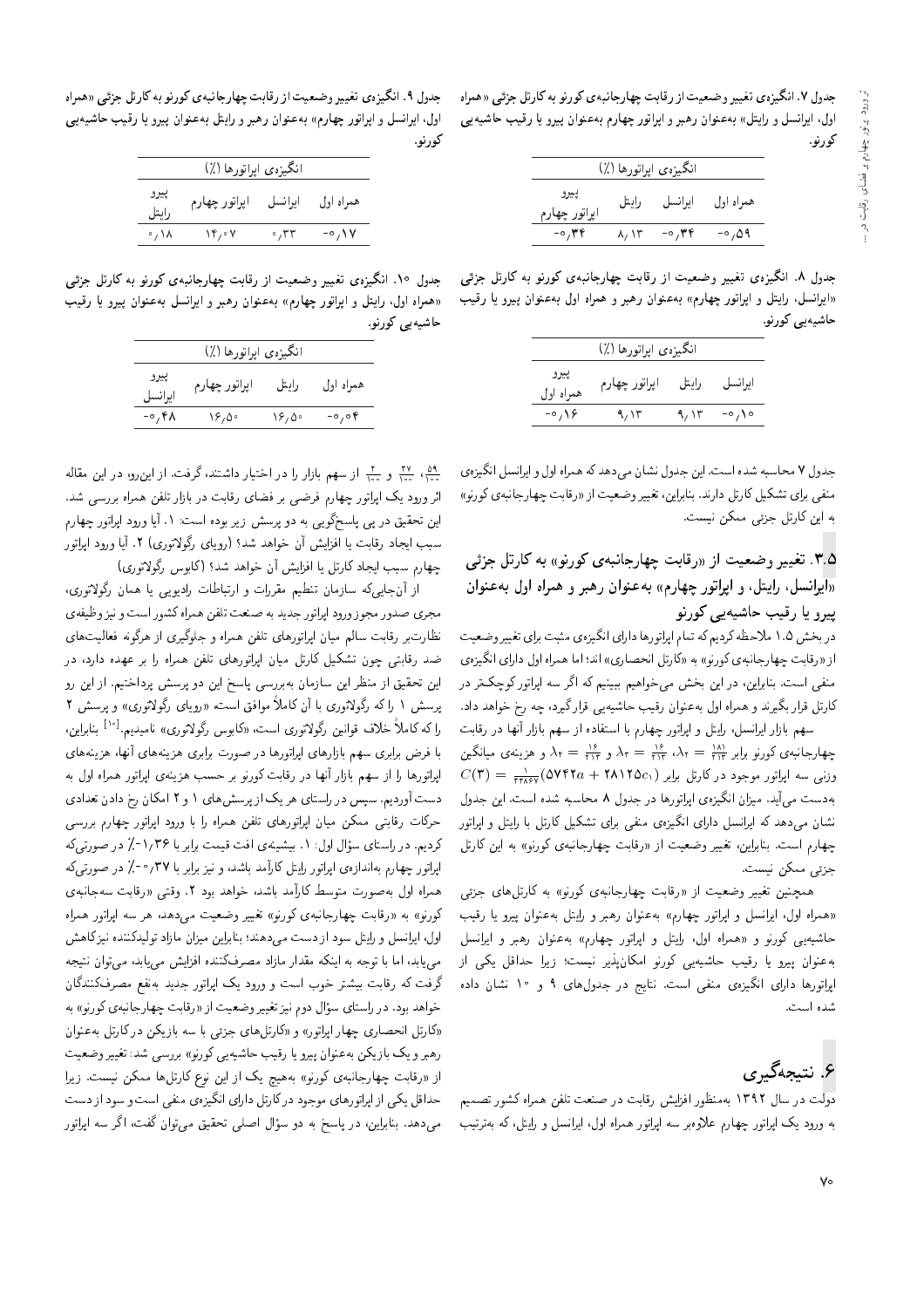جدول ۷. انگیزه‌ی تغییر وضعیت از رقابت چهارجانبه‌ی کورنو به کارتل جزئی «همراه اول، ایرانسل و رایتل» به‌عنوان رهبر و اپراتور چهارم به‌عنوان پیرو یا رقیب حاشیه‌یی کورنو.

| انگیزه‌ی اپراتورها (٪) | | | |
|---|---|---|---|
| همراه اول | ایرانسل | رایتل | پیرو اپراتور چهارم |
| -۰٫۵۹ | -۰٫۳۴ | ۸٫۱۳ | -۰٫۳۴ |

جدول ۸. انگیزه‌ی تغییر وضعیت از رقابت چهارجانبه‌ی کورنو به کارتل جزئی «ایرانسل، رایتل و اپراتور چهارم» به‌عنوان رهبر و همراه اول به‌عنوان پیرو یا رقیب حاشیه‌یی کورنو.

| انگیزه‌ی اپراتورها (٪) | | | |
|---|---|---|---|
| ایرانسل | رایتل | اپراتور چهارم | پیرو همراه اول |
| -۰٫۱۰ | ۹٫۱۳ | ۹٫۱۳ | -۰٫۱۶ |

جدول ۷ محاسبه شده است. این جدول نشان می‌دهد که همراه اول و ایرانسل انگیزه‌ی منفی برای تشکیل کارتل دارند. بنابراین، تغییر وضعیت از «رقابت چهارجانبه‌ی کورنو» به این کارتل جزئی ممکن نیست.

## ۳.۵. تغییر وضعیت از «رقابت چهارجانبه‌ی کورنو» به کارتل جزئی «ایرانسل، رایتل، و اپراتور چهارم» به‌عنوان رهبر و همراه اول به‌عنوان پیرو یا رقیب حاشیه‌یی کورنو

در بخش ۱.۵ ملاحظه کردیم که تمام اپراتورها دارای انگیزه‌ی مثبت برای تغییر وضعیت از «رقابت چهارجانبه‌ی کورنو» به «کارتل انحصاری» اند؛ اما همراه اول دارای انگیزه‌ی منفی است. بنابراین، در این بخش می‌خواهیم ببینیم که اگر سه اپراتور کوچک‌تر در کارتل قرار بگیرند و همراه اول به‌عنوان رقیب حاشیه‌یی قرار گیرد، چه رخ خواهد داد.

سهم بازار ایرانسل، رایتل و اپراتور چهارم با استفاده از سهم بازار آنها در رقابت چهارجانبه‌ی کورنو برابر $\lambda_2 = \frac{۱۸۱}{۲۱۳}$، $\lambda_3 = \frac{۱۶}{۲۱۳}$ و $\lambda_4 = \frac{۱۶}{۲۱۳}$ و هزینه‌ی میانگین وزنی سه اپراتور موجود در کارتل برابر $C(۳) = \frac{۱}{۳۳۸۶۷}(۵۷۴۲a + ۲۸۱۲۵c_1)$ به‌دست می‌آید. میزان انگیزه‌ی اپراتورها در جدول ۸ محاسبه شده است. این جدول نشان می‌دهد که ایرانسل دارای انگیزه‌ی منفی برای تشکیل کارتل با رایتل و اپراتور چهارم است. بنابراین، تغییر وضعیت از «رقابت چهارجانبه‌ی کورنو» به این کارتل جزئی ممکن نیست.

همچنین تغییر وضعیت از «رقابت چهارجانبه‌ی کورنو» به کارتل‌های جزئی «همراه اول، ایرانسل و اپراتور چهارم» به‌عنوان رهبر و رایتل به‌عنوان پیرو یا رقیب حاشیه‌یی کورنو و «همراه اول، رایتل و اپراتور چهارم» به‌عنوان رهبر و ایرانسل به‌عنوان پیرو یا رقیب حاشیه‌یی کورنو امکان‌پذیر نیست؛ زیرا حداقل یکی از اپراتورها دارای انگیزه‌ی منفی است. نتایج در جدول‌های ۹ و ۱۰ نشان داده شده است.

جدول ۹. انگیزه‌ی تغییر وضعیت از رقابت چهارجانبه‌ی کورنو به کارتل جزئی «همراه اول، ایرانسل و اپراتور چهارم» به‌عنوان رهبر و رایتل به‌عنوان پیرو یا رقیب حاشیه‌یی کورنو.

| انگیزه‌ی اپراتورها (٪) | | | |
|---|---|---|---|
| همراه اول | ایرانسل | اپراتور چهارم | پیرو رایتل |
| -۰٫۱۷ | ۰٫۳۳ | ۱۴٫۰۷ | ۰٫۱۸ |

جدول ۱۰. انگیزه‌ی تغییر وضعیت از رقابت چهارجانبه‌ی کورنو به کارتل جزئی «همراه اول، رایتل و اپراتور چهارم» به‌عنوان رهبر و ایرانسل به‌عنوان پیرو یا رقیب حاشیه‌یی کورنو.

| انگیزه‌ی اپراتورها (٪) | | | |
|---|---|---|---|
| همراه اول | رایتل | اپراتور چهارم | پیرو ایرانسل |
| -۰٫۰۴ | ۱۶٫۵۰ | ۱۶٫۵۰ | -۰٫۴۸ |

# ۶. نتیجه‌گیری

دولت در سال ۱۳۹۲ به‌منظور افزایش رقابت در صنعت تلفن همراه کشور تصمیم به ورود یک اپراتور چهارم علاوه‌بر سه اپراتور همراه اول، ایرانسل و رایتل، که به‌ترتیب $\frac{۵۹}{۱۰۰}$، $\frac{۳۷}{۱۰۰}$ و $\frac{۴}{۱۰۰}$ از سهم بازار را در اختیار داشتند، گرفت. از این‌رو، در این مقاله اثر ورود یک اپراتور چهارم فرضی بر فضای رقابت در بازار تلفن همراه بررسی شد. این تحقیق در پی پاسخ‌گویی به دو پرسش زیر بوده است: ۱. آیا ورود اپراتور چهارم سبب ایجاد رقابت یا افزایش آن خواهد شد؟ (رویای رگولاتوری) ۲. آیا ورود اپراتور چهارم سبب ایجاد کارتل یا افزایش آن خواهد شد؟ (کابوس رگولاتوری)

از آنجایی‌که سازمان تنظیم مقررات و ارتباطات رادیویی یا همان رگولاتوری، مجری صدور مجوز ورود اپراتور جدید به صنعت تلفن همراه کشور است و نیز وظیفه‌ی نظارت‌بر رقابت سالم میان اپراتورهای تلفن همراه و جلوگیری از هرگونه فعالیت‌های ضد رقابتی چون تشکیل کارتل میان اپراتورهای تلفن همراه را بر عهده دارد، در این تحقیق از منظر این سازمان به‌بررسی پاسخ این دو پرسش پرداختیم. از این رو پرسش ۱ را که رگولاتوری با آن کاملاً موافق است «رویای رگولاتوری» و پرسش ۲ را که کاملاً خلاف قوانین رگولاتوری است، «کابوس رگولاتوری» نامیدیم.[۱۰] بنابراین، با فرض برابری سهم بازارهای اپراتورها در صورت برابری هزینه‌های آنها، هزینه‌های اپراتورها را از سهم بازار آنها در رقابت کورنو بر حسب هزینه‌ی اپراتور همراه اول به دست آوردیم. سپس در راستای هر یک از پرسش‌های ۱ و ۲ امکان رخ دادن تعدادی حرکات رقابتی ممکن میان اپراتورهای تلفن همراه را با ورود اپراتور چهارم بررسی کردیم. در راستای سؤال اول: ۱. بیشینه‌ی افت قیمت برابر با ۱٫۳۶-٪ در صورتی‌که اپراتور چهارم به‌اندازه‌ی اپراتور رایتل کارآمد باشد، و نیز برابر با ۰٫۳۷-٪ در صورتی‌که همراه اول به‌صورت متوسط کارآمد باشد، خواهد بود. ۲. وقتی «رقابت سه‌جانبه‌ی کورنو» به «رقابت چهارجانبه‌ی کورنو» تغییر وضعیت می‌دهد، هر سه اپراتور همراه اول، ایرانسل و رایتل سود از دست می‌دهند؛ بنابراین میزان مازاد تولیدکننده نیز کاهش می‌یابد، اما با توجه به اینکه مقدار مازاد مصرف‌کننده افزایش می‌یابد، می‌توان نتیجه گرفت که رقابت بیشتر خوب است و ورود یک اپراتور جدید به‌نفع مصرف‌کنندگان خواهد بود. در راستای سؤال دوم نیز تغییر وضعیت از «رقابت چهارجانبه‌ی کورنو» به «کارتل انحصاری چهار اپراتور» و «کارتل‌های جزئی با سه بازیکن در کارتل به‌عنوان رهبر و یک بازیکن به‌عنوان پیرو یا رقیب حاشیه‌یی کورنو» بررسی شد: تغییر وضعیت از «رقابت چهارجانبه‌ی کورنو» به‌هیچ یک از این نوع کارتل‌ها ممکن نیست. زیرا حداقل یکی از اپراتورهای موجود در کارتل دارای انگیزه‌ی منفی است و سود از دست می‌دهد. بنابراین، در پاسخ به دو سؤال اصلی تحقیق می‌توان گفت، اگر سه اپراتور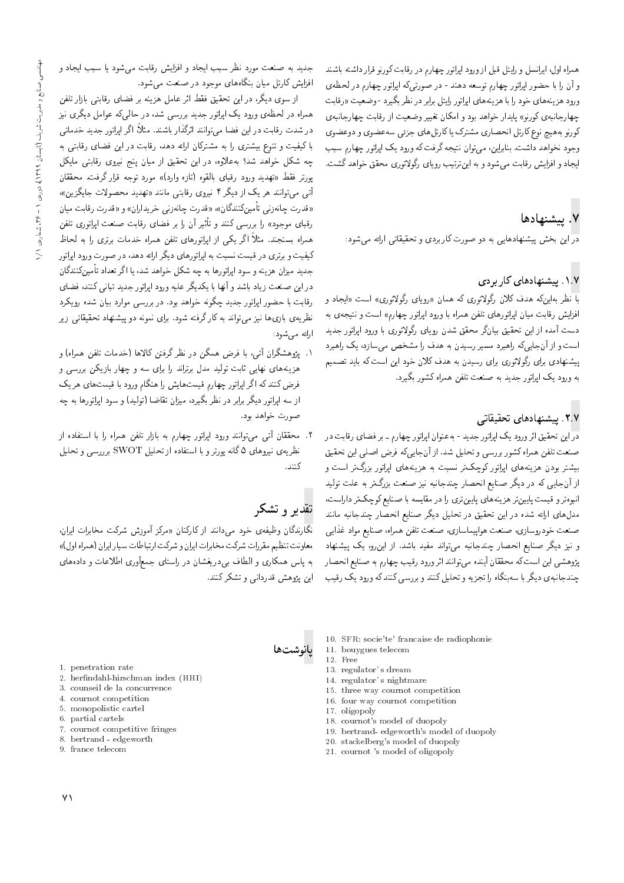همراه اول، ایرانسل و رایتل قبل از ورود اپراتور چهارم در رقابت کورنو قرار داشته باشند و آن را با حضور اپراتور چهارم توسعه دهند - در صورتی‌که اپراتور چهارم در لحظه‌ی ورود هزینه‌های خود را با هزینه‌های اپراتور رایتل برابر در نظر بگیرد - وضعیت «رقابت چهارجانبه‌ی کورنو» پایدار خواهد بود و امکان تغییر وضعیت از رقابت چهارجانبه‌ی کورنو به‌هیچ نوع کارتل انحصاری مشترک یا کارتل‌های جزئی سه‌عضوی و دوعضوی وجود نخواهد داشت. بنابراین، می‌توان نتیجه گرفت که ورود یک اپراتور چهارم سبب ایجاد و افزایش رقابت می‌شود و به این‌ترتیب رویای رگولاتوری محقق خواهد گشت.

## ۷. پیشنهادها

در این بخش پیشنهادهایی به دو صورت کاربردی و تحقیقاتی ارائه می‌شود:

### ۱.۷. پیشنهادهای کاربردی

با نظر به‌این‌که هدف کلان رگولاتوری که همان «رویای رگولاتوری» است «ایجاد و افزایش رقابت میان اپراتورهای تلفن همراه با ورود اپراتور چهارم» است و نتیجه‌ی به دست آمده از این تحقیق بیانگر محقق شدن رویای رگولاتوری با ورود اپراتور جدید است و از آن‌جایی‌که راهبرد مسیر رسیدن به هدف را مشخص می‌سازد، یک راهبرد پیشنهادی برای رگولاتوری برای رسیدن به هدف کلان خود این است که باید تصمیم به ورود یک اپراتور جدید به صنعت تلفن همراه کشور بگیرد.

### ۲.۷. پیشنهادهای تحقیقاتی

در این تحقیق اثر ورود یک اپراتور جدید - به‌عنوان اپراتور چهارم ـ بر فضای رقابت در صنعت تلفن همراه کشور بررسی و تحلیل شد. از آن‌جایی‌که فرض اصلی این تحقیق بیشتر بودن هزینه‌های اپراتور کوچک‌تر نسبت به هزینه‌های اپراتور بزرگ‌تر است و از آن‌جایی که در دیگر صنایع انحصار چندجانبه نیز صنعت بزرگ‌تر به علت تولید انبوه‌تر و قیمت پایین‌تر هزینه‌های پایین‌تری را در مقایسه با صنایع کوچک‌تر داراست، مدل‌های ارائه شده در این تحقیق در تحلیل دیگر صنایع انحصار چندجانبه مانند صنعت خودروسازی، صنعت هواپیماسازی، صنعت تلفن همراه، صنایع مواد غذایی و نیز دیگر صنایع انحصار چندجانبه می‌تواند مفید باشد. از این‌رو، یک پیشنهاد پژوهشی این است که محققان آینده می‌توانند اثر ورود رقیب چهارم به صنایع انحصار چندجانبه‌ی دیگر با سه‌بنگاه را تجزیه و تحلیل کنند و بررسی کنند که ورود یک رقیب جدید به صنعت مورد نظر سبب ایجاد و افزایش رقابت می‌شود یا سبب ایجاد و افزایش کارتل میان بنگاه‌های موجود در صنعت می‌شود.

از سوی دیگر، در این تحقیق فقط اثر عامل هزینه بر فضای رقابتی بازار تلفن همراه در لحظه‌ی ورود یک اپراتور جدید بررسی شد، در حالی‌که عوامل دیگری نیز در شدت رقابت در این فضا می‌توانند اثرگذار باشند. مثلاً اگر اپراتور جدید خدماتی با کیفیت و تنوع بیشتری را به مشترکان ارائه دهد، رقابت در این فضای رقابتی به چه شکل خواهد شد؟ به‌علاوه، در این تحقیق از میان پنج نیروی رقابتی مایکل پورتر فقط «تهدید ورود رقبای بالقوه (تازه وارد)» مورد توجه قرار گرفت. محققان آتی می‌توانند هر یک از دیگر ۴ نیروی رقابتی مانند «تهدید محصولات جایگزین»، «قدرت چانه‌زنی تأمین‌کنندگان»، «قدرت چانه‌زنی خریداران» و «قدرت رقابت میان رقبای موجود» را بررسی کنند و تأثیر آن را بر فضای رقابت صنعت اپراتوری تلفن همراه بسنجند. مثلاً اگر یکی از اپراتورهای تلفن همراه خدمات برتری را به لحاظ کیفیت و برتری در قیمت نسبت به اپراتورهای دیگر ارائه دهد، در صورت ورود اپراتور جدید میزان هزینه و سود اپراتورها به چه شکل خواهد شد، یا اگر تعداد تأمین‌کنندگان در این صنعت زیاد باشد و آنها با یکدیگر علیه ورود اپراتور جدید تبانی کنند، فضای رقابت با حضور اپراتور جدید چگونه خواهد بود. در بررسی موارد بیان شده رویکرد نظریه‌ی بازی‌ها نیز می‌تواند به کار گرفته شود. برای نمونه دو پیشنهاد تحقیقاتی زیر ارائه می‌شود:

۱. پژوهشگران آتی، با فرض همگن در نظر گرفتن کالاها (خدمات تلفن همراه) و هزینه‌های نهایی ثابت تولید مدل برتراند را برای سه و چهار بازیکن بررسی و فرض کنند که اگر اپراتور چهارم قیمت‌هایش را هنگام ورود با قیمت‌های هر یک از سه اپراتور دیگر برابر در نظر بگیرد، میزان تقاضا (تولید) و سود اپراتورها به چه صورت خواهد بود.

۲. محققان آتی می‌توانند ورود اپراتور چهارم به بازار تلفن همراه را با استفاده از نظریه‌ی نیروهای ۵ گانه پورتر و با استفاده از تحلیل SWOT برررسی و تحلیل کنند.

## تقدیر و تشکر

نگارندگان وظیفه‌ی خود می‌دانند از کارکنان «مرکز آموزش شرکت مخابرات ایران، معاونت تنظیم مقررات شرکت مخابرات ایران و شرکت ارتباطات سیار ایران (همراه اول)» به پاس همکاری و الطاف بی‌دریغشان در راستای جمع‌آوری اطلاعات و داده‌های این پژوهش قدردانی و تشکر کنند.

## پانوشت‌ها

1. penetration rate
2. herfindahl-hirschman index (HHI)
3. counseil de la concurrence
4. cournot competition
5. monopolistic cartel
6. partial cartels
7. cournot competitive fringes
8. bertrand - edgeworth
9. france telecom
10. SFR: socie'te' francaise de radiophonie
11. bouygues telecom
12. Free
13. regulator`s dream
14. regulator`s nightmare
15. three way cournot competition
16. four way cournot competition
17. oligopoly
18. cournot's model of duopoly
19. bertrand- edgeworth's model of duopoly
20. stackelberg's model of duopoly
21. cournot 's model of oligopoly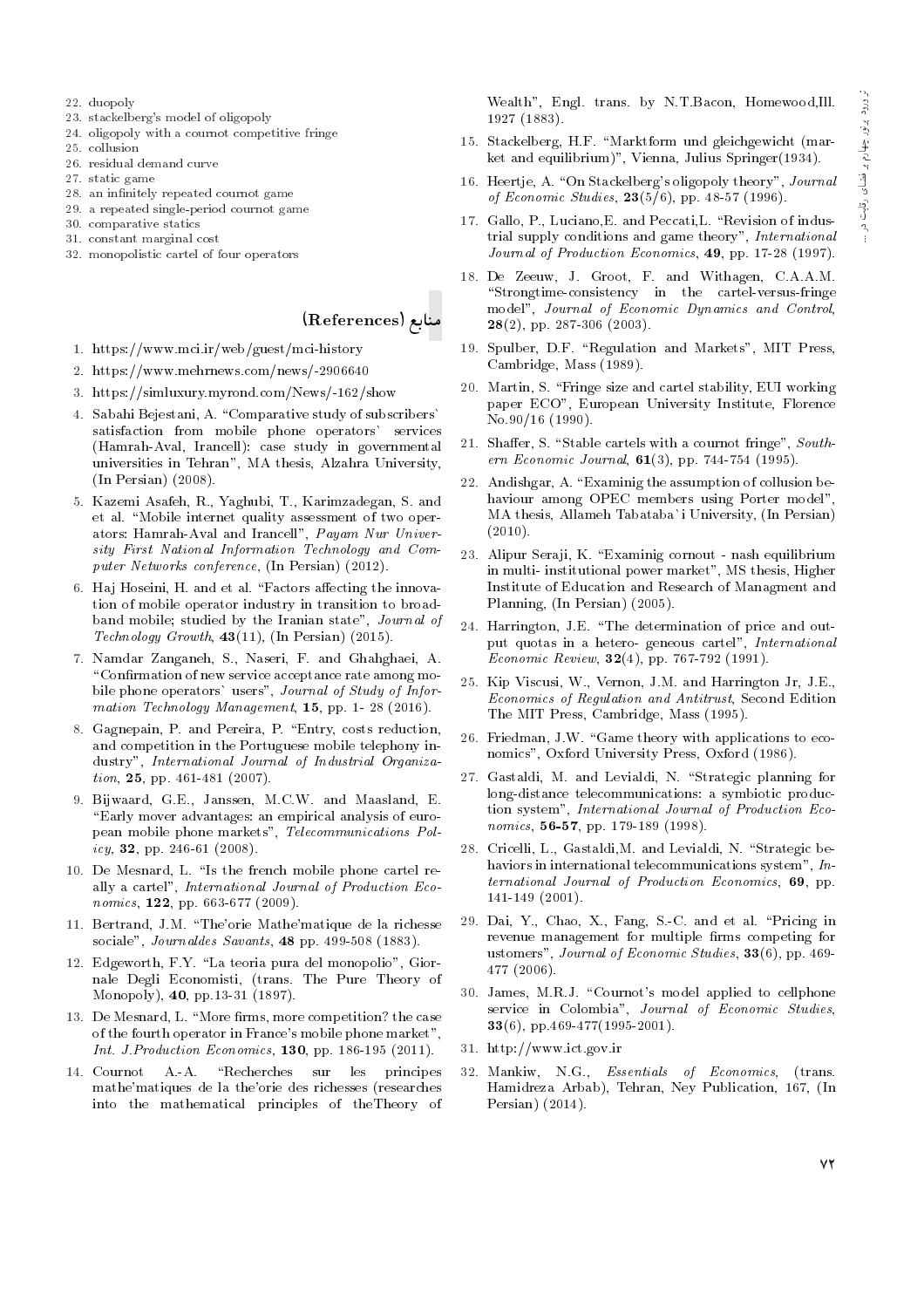22. duopoly
23. stackelberg's model of oligopoly
24. oligopoly with a cournot competitive fringe
25. collusion
26. residual demand curve
27. static game
28. an infinitely repeated cournot game
29. a repeated single-period cournot game
30. comparative statics
31. constant marginal cost
32. monopolistic cartel of four operators

## منابع (References)

1. https://www.mci.ir/web/guest/mci-history
2. https://www.mehrnews.com/news/-2906640
3. https://simluxury.myrond.com/News/-162/show
4. Sabahi Bejestani, A. "Comparative study of subscribers` satisfaction from mobile phone operators` services (Hamrah-Aval, Irancell): case study in governmental universities in Tehran", MA thesis, Alzahra University, (In Persian) (2008).
5. Kazemi Asafeh, R., Yaghubi, T., Karimzadegan, S. and et al. "Mobile internet quality assessment of two operators: Hamrah-Aval and Irancell", *Payam Nur University First National Information Technology and Computer Networks conference*, (In Persian) (2012).
6. Haj Hoseini, H. and et al. "Factors affecting the innovation of mobile operator industry in transition to broadband mobile; studied by the Iranian state", *Journal of Technology Growth*, **43**(11), (In Persian) (2015).
7. Namdar Zanganeh, S., Naseri, F. and Ghahghaei, A. "Confirmation of new service acceptance rate among mobile phone operators` users", *Journal of Study of Information Technology Management*, **15**, pp. 1- 28 (2016).
8. Gagnepain, P. and Pereira, P. "Entry, costs reduction, and competition in the Portuguese mobile telephony industry", *International Journal of Industrial Organization*, **25**, pp. 461-481 (2007).
9. Bijwaard, G.E., Janssen, M.C.W. and Maasland, E. "Early mover advantages: an empirical analysis of european mobile phone markets", *Telecommunications Policy*, **32**, pp. 246-61 (2008).
10. De Mesnard, L. "Is the french mobile phone cartel really a cartel", *International Journal of Production Economics*, **122**, pp. 663-677 (2009).
11. Bertrand, J.M. "The'orie Mathe'matique de la richesse sociale", *Journaldes Savants*, **48** pp. 499-508 (1883).
12. Edgeworth, F.Y. "La teoria pura del monopolio", Giornale Degli Economisti, (trans. The Pure Theory of Monopoly), **40**, pp.13-31 (1897).
13. De Mesnard, L. "More firms, more competition? the case of the fourth operator in France's mobile phone market", *Int. J.Production Economics*, **130**, pp. 186-195 (2011).
14. Cournot A.-A. "Recherches sur les principes mathe'matiques de la the'orie des richesses (researches into the mathematical principles of theTheory of Wealth", Engl. trans. by N.T.Bacon, Homewood,Ill. 1927 (1883).
15. Stackelberg, H.F. "Marktform und gleichgewicht (market and equilibrium)", Vienna, Julius Springer(1934).
16. Heertje, A. "On Stackelberg's oligopoly theory", *Journal of Economic Studies*, **23**(5/6), pp. 48-57 (1996).
17. Gallo, P., Luciano,E. and Peccati,L. "Revision of industrial supply conditions and game theory", *International Journal of Production Economics*, **49**, pp. 17-28 (1997).
18. De Zeeuw, J. Groot, F. and Withagen, C.A.A.M. "Strongtime-consistency in the cartel-versus-fringe model", *Journal of Economic Dynamics and Control*, **28**(2), pp. 287-306 (2003).
19. Spulber, D.F. "Regulation and Markets", MIT Press, Cambridge, Mass (1989).
20. Martin, S. "Fringe size and cartel stability, EUI working paper ECO", European University Institute, Florence No.90/16 (1990).
21. Shaffer, S. "Stable cartels with a cournot fringe", *Southern Economic Journal*, **61**(3), pp. 744-754 (1995).
22. Andishgar, A. "Examinig the assumption of collusion behaviour among OPEC members using Porter model", MA thesis, Allameh Tabataba`i University, (In Persian) (2010).
23. Alipur Seraji, K. "Examinig cornout - nash equilibrium in multi- institutional power market", MS thesis, Higher Institute of Education and Research of Managment and Planning, (In Persian) (2005).
24. Harrington, J.E. "The determination of price and output quotas in a hetero- geneous cartel", *International Economic Review*, **32**(4), pp. 767-792 (1991).
25. Kip Viscusi, W., Vernon, J.M. and Harrington Jr, J.E., *Economics of Regulation and Antitrust*, Second Edition The MIT Press, Cambridge, Mass (1995).
26. Friedman, J.W. "Game theory with applications to economics", Oxford University Press, Oxford (1986).
27. Gastaldi, M. and Levialdi, N. "Strategic planning for long-distance telecommunications: a symbiotic production system", *International Journal of Production Economics*, **56-57**, pp. 179-189 (1998).
28. Cricelli, L., Gastaldi,M. and Levialdi, N. "Strategic behaviors in international telecommunications system", *International Journal of Production Economics*, **69**, pp. 141-149 (2001).
29. Dai, Y., Chao, X., Fang, S.-C. and et al. "Pricing in revenue management for multiple firms competing for ustomers", *Journal of Economic Studies*, **33**(6), pp. 469-477 (2006).
30. James, M.R.J. "Cournot's model applied to cellphone service in Colombia", *Journal of Economic Studies*, **33**(6), pp.469-477(1995-2001).
31. http://www.ict.gov.ir
32. Mankiw, N.G., *Essentials of Economics*, (trans. Hamidreza Arbab), Tehran, Ney Publication, 167, (In Persian) (2014).